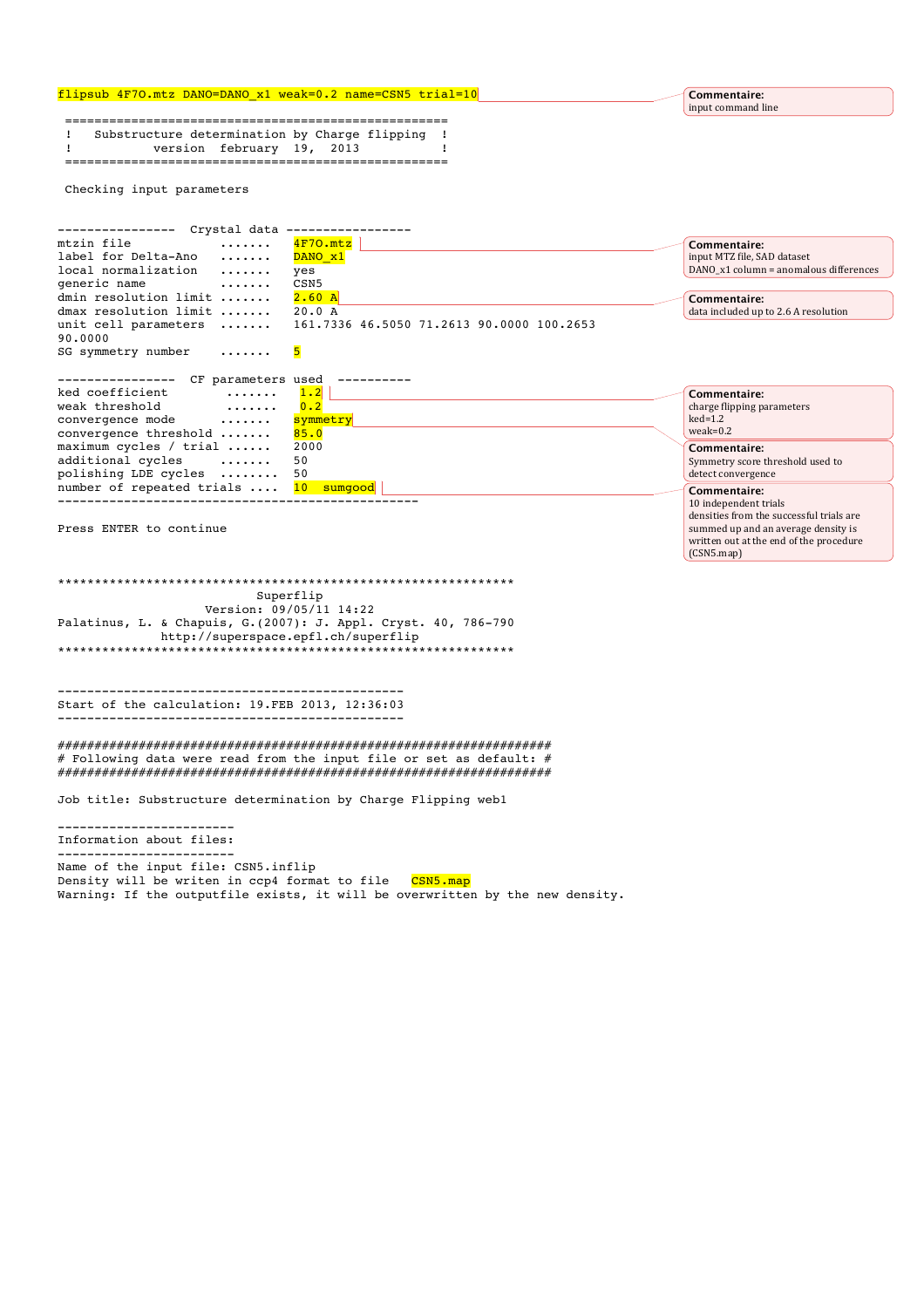```
flipsub 4F7O.mtz DANO=DANO_x1 weak=0.2 name=CSN5 trial=10

 ====================================================
 !   Substructure determination by Charge flipping  !
 !           version  february 19,  2013            !
 ====================================================

 Checking input parameters


---------------- Crystal data -----------------
mtzin file            .......    4F7O.mtz
label for Delta-Ano   .......    DANO_x1
local normalization   .......    yes
generic name          .......    CSN5
dmin resolution limit .......    2.60 A
dmax resolution limit .......    20.0 A
unit cell parameters  .......    161.7336 46.5050 71.2613 90.0000 100.2653
90.0000
SG symmetry number    .......    5

----------------  CF parameters used  ----------
ked coefficient        .......    1.2
weak threshold         .......    0.2
convergence mode       .......    symmetry
convergence threshold .......    85.0
maximum cycles / trial ......    2000
additional cycles      .......    50
polishing LDE cycles  ........    50
number of repeated trials ....    10  sumgood
-----------------------------------------------

Press ENTER to continue


***************************************************************
                           Superflip
                    Version: 09/05/11 14:22
Palatinus, L. & Chapuis, G.(2007): J. Appl. Cryst. 40, 786-790
              http://superspace.epfl.ch/superflip
***************************************************************


-----------------------------------------------
Start of the calculation: 19.FEB 2013, 12:36:03
-----------------------------------------------

####################################################################
# Following data were read from the input file or set as default: #
####################################################################

Job title: Substructure determination by Charge Flipping web1

------------------------
Information about files:
------------------------
Name of the input file: CSN5.inflip
Density will be writen in ccp4 format to file    CSN5.map
Warning: If the outputfile exists, it will be overwritten by the new density.
```

**Commentaire:** input command line

**Commentaire:** input MTZ file, SAD dataset DANO_x1 column = anomalous differences

**Commentaire:** data included up to 2.6 A resolution

**Commentaire:** charge flipping parameters ked=1.2 weak=0.2

**Commentaire:** Symmetry score threshold used to detect convergence

**Commentaire:** 10 independent trials densities from the successful trials are summed up and an average density is written out at the end of the procedure (CSN5.map)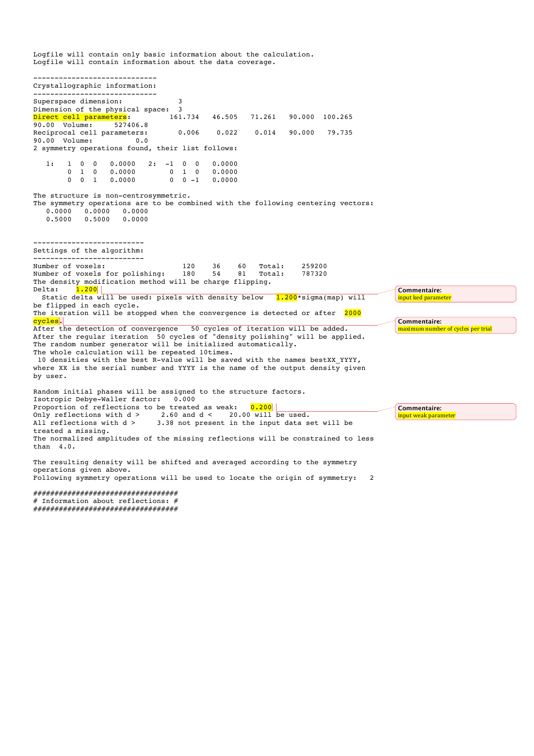```
Logfile will contain only basic information about the calculation.
Logfile will contain information about the data coverage.

-----------------------------
Crystallographic information:
-----------------------------
Superspace dimension:           3
Dimension of the physical space:  3
Direct cell parameters:         161.734   46.505   71.261   90.000  100.265
90.00  Volume:      527406.8
Reciprocal cell parameters:       0.006    0.022    0.014   90.000   79.735
90.00  Volume:           0.0
2 symmetry operations found, their list follows:

   1:   1  0  0   0.0000    2:  -1  0  0   0.0000
        0  1  0   0.0000         0  1  0   0.0000
        0  0  1   0.0000         0  0 -1   0.0000

The structure is non-centrosymmetric.
The symmetry operations are to be combined with the following centering vectors:
   0.0000   0.0000   0.0000
   0.5000   0.5000   0.0000


--------------------------
Settings of the algorithm:
--------------------------
Number of voxels:                  120    36    60   Total:    259200
Number of voxels for polishing:    180    54    81   Total:    787320
The density modification method will be charge flipping.
Delta:    1.200
  Static delta will be used: pixels with density below   1.200*sigma(map) will
be flipped in each cycle.
The iteration will be stopped when the convergence is detected or after  2000
cycles.
After the detection of convergence   50 cycles of iteration will be added.
After the regular iteration  50 cycles of "density polishing" will be applied.
The random number generator will be initialized automatically.
The whole calculation will be repeated 10times.
 10 densities with the best R-value will be saved with the names bestXX_YYYY,
where XX is the serial number and YYYY is the name of the output density given
by user.

Random initial phases will be assigned to the structure factors.
Isotropic Debye-Waller factor:   0.000
Proportion of reflections to be treated as weak:   0.200
Only reflections with d >     2.60 and d <    20.00 will be used.
All reflections with d >     3.38 not present in the input data set will be
treated a missing.
The normalized amplitudes of the missing reflections will be constrained to less
than  4.0.

The resulting density will be shifted and averaged according to the symmetry
operations given above.
Following symmetry operations will be used to locate the origin of symmetry:   2

##################################
# Information about reflections: #
##################################
```

**Commentaire:** input ked parameter

**Commentaire:** maximum number of cycles per trial

**Commentaire:** input weak parameter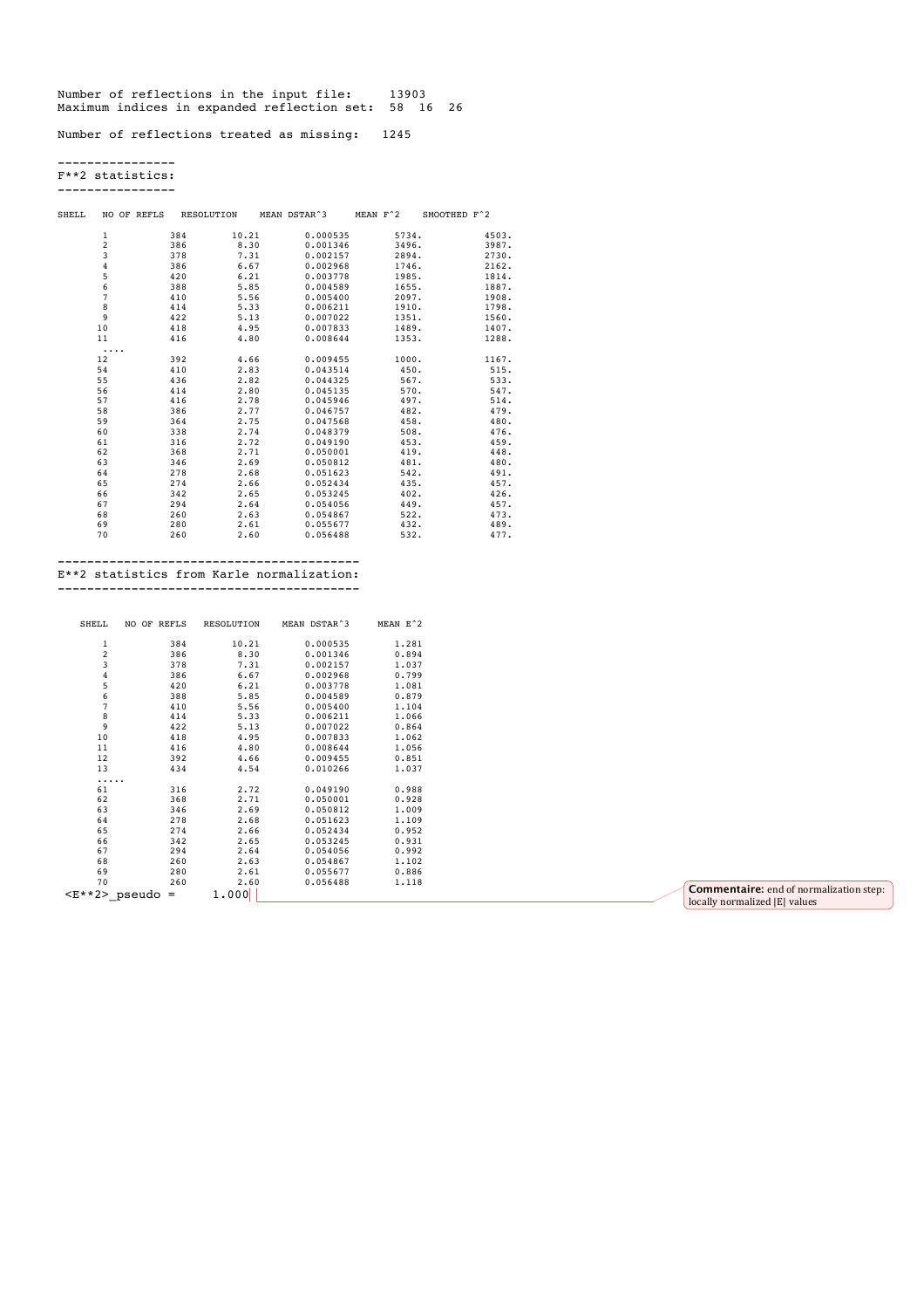```
Number of reflections in the input file:     13903
Maximum indices in expanded reflection set:  58  16  26

Number of reflections treated as missing:   1245
```

----------------
F**2 statistics:
----------------

| SHELL | NO OF REFLS | RESOLUTION | MEAN DSTAR^3 | MEAN F^2 | SMOOTHED F^2 |
|---|---|---|---|---|---|
| 1 | 384 | 10.21 | 0.000535 | 5734. | 4503. |
| 2 | 386 | 8.30 | 0.001346 | 3496. | 3987. |
| 3 | 378 | 7.31 | 0.002157 | 2894. | 2730. |
| 4 | 386 | 6.67 | 0.002968 | 1746. | 2162. |
| 5 | 420 | 6.21 | 0.003778 | 1985. | 1814. |
| 6 | 388 | 5.85 | 0.004589 | 1655. | 1887. |
| 7 | 410 | 5.56 | 0.005400 | 2097. | 1908. |
| 8 | 414 | 5.33 | 0.006211 | 1910. | 1798. |
| 9 | 422 | 5.13 | 0.007022 | 1351. | 1560. |
| 10 | 418 | 4.95 | 0.007833 | 1489. | 1407. |
| 11 | 416 | 4.80 | 0.008644 | 1353. | 1288. |
| .... | | | | | |
| 12 | 392 | 4.66 | 0.009455 | 1000. | 1167. |
| 54 | 410 | 2.83 | 0.043514 | 450. | 515. |
| 55 | 436 | 2.82 | 0.044325 | 567. | 533. |
| 56 | 414 | 2.80 | 0.045135 | 570. | 547. |
| 57 | 416 | 2.78 | 0.045946 | 497. | 514. |
| 58 | 386 | 2.77 | 0.046757 | 482. | 479. |
| 59 | 364 | 2.75 | 0.047568 | 458. | 480. |
| 60 | 338 | 2.74 | 0.048379 | 508. | 476. |
| 61 | 316 | 2.72 | 0.049190 | 453. | 459. |
| 62 | 368 | 2.71 | 0.050001 | 419. | 448. |
| 63 | 346 | 2.69 | 0.050812 | 481. | 480. |
| 64 | 278 | 2.68 | 0.051623 | 542. | 491. |
| 65 | 274 | 2.66 | 0.052434 | 435. | 457. |
| 66 | 342 | 2.65 | 0.053245 | 402. | 426. |
| 67 | 294 | 2.64 | 0.054056 | 449. | 457. |
| 68 | 260 | 2.63 | 0.054867 | 522. | 473. |
| 69 | 280 | 2.61 | 0.055677 | 432. | 489. |
| 70 | 260 | 2.60 | 0.056488 | 532. | 477. |

----------------------------------------
E**2 statistics from Karle normalization:
----------------------------------------

| SHELL | NO OF REFLS | RESOLUTION | MEAN DSTAR^3 | MEAN E^2 |
|---|---|---|---|---|
| 1 | 384 | 10.21 | 0.000535 | 1.281 |
| 2 | 386 | 8.30 | 0.001346 | 0.894 |
| 3 | 378 | 7.31 | 0.002157 | 1.037 |
| 4 | 386 | 6.67 | 0.002968 | 0.799 |
| 5 | 420 | 6.21 | 0.003778 | 1.081 |
| 6 | 388 | 5.85 | 0.004589 | 0.879 |
| 7 | 410 | 5.56 | 0.005400 | 1.104 |
| 8 | 414 | 5.33 | 0.006211 | 1.066 |
| 9 | 422 | 5.13 | 0.007022 | 0.864 |
| 10 | 418 | 4.95 | 0.007833 | 1.062 |
| 11 | 416 | 4.80 | 0.008644 | 1.056 |
| 12 | 392 | 4.66 | 0.009455 | 0.851 |
| 13 | 434 | 4.54 | 0.010266 | 1.037 |
| ..... | | | | |
| 61 | 316 | 2.72 | 0.049190 | 0.988 |
| 62 | 368 | 2.71 | 0.050001 | 0.928 |
| 63 | 346 | 2.69 | 0.050812 | 1.009 |
| 64 | 278 | 2.68 | 0.051623 | 1.109 |
| 65 | 274 | 2.66 | 0.052434 | 0.952 |
| 66 | 342 | 2.65 | 0.053245 | 0.931 |
| 67 | 294 | 2.64 | 0.054056 | 0.992 |
| 68 | 260 | 2.63 | 0.054867 | 1.102 |
| 69 | 280 | 2.61 | 0.055677 | 0.886 |
| 70 | 260 | 2.60 | 0.056488 | 1.118 |

```
<E**2>_pseudo =      1.000
```

**Commentaire:** end of normalization step: locally normalized |E| values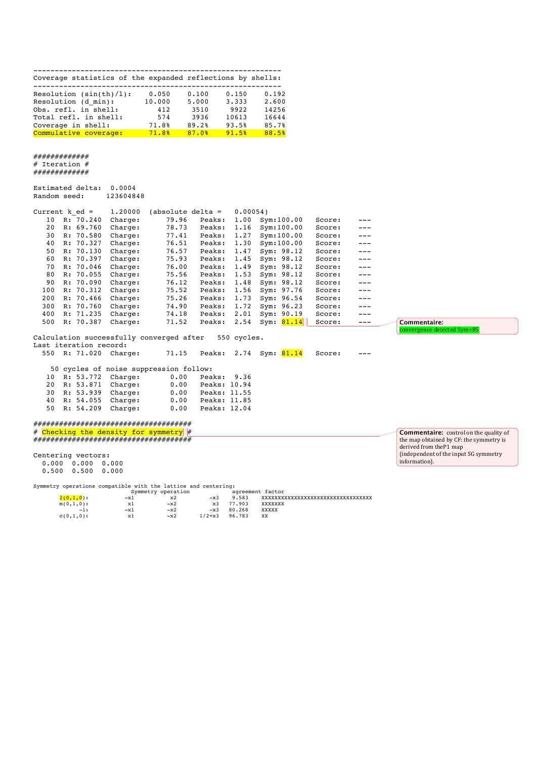```
---------------------------------------------------------
Coverage statistics of the expanded reflections by shells:
---------------------------------------------------------
Resolution (sin(th)/l):     0.050    0.100    0.150    0.192
Resolution (d_min):        10.000    5.000    3.333    2.600
Obs. refl. in shell:          412     3510     9922    14256
Total refl. in shell:         574     3936    10613    16644
Coverage in shell:          71.8%    89.2%    93.5%    85.7%
Commulative coverage:       71.8%    87.0%    91.5%    88.5%


############
# Iteration #
############

Estimated delta:  0.0004
Random seed:     123604848

Current k_ed =     1.20000  (absolute delta =    0.00054)
   10  R: 70.240  Charge:      79.96   Peaks:  1.00  Sym:100.00   Score:    ---
   20  R: 69.760  Charge:      78.73   Peaks:  1.16  Sym:100.00   Score:    ---
   30  R: 70.580  Charge:      77.41   Peaks:  1.27  Sym:100.00   Score:    ---
   40  R: 70.327  Charge:      76.51   Peaks:  1.30  Sym:100.00   Score:    ---
   50  R: 70.130  Charge:      76.57   Peaks:  1.47  Sym: 98.12   Score:    ---
   60  R: 70.397  Charge:      75.93   Peaks:  1.45  Sym: 98.12   Score:    ---
   70  R: 70.046  Charge:      76.00   Peaks:  1.49  Sym: 98.12   Score:    ---
   80  R: 70.055  Charge:      75.56   Peaks:  1.53  Sym: 98.12   Score:    ---
   90  R: 70.090  Charge:      76.12   Peaks:  1.48  Sym: 98.12   Score:    ---
  100  R: 70.312  Charge:      75.52   Peaks:  1.56  Sym: 97.76   Score:    ---
  200  R: 70.466  Charge:      75.26   Peaks:  1.73  Sym: 96.54   Score:    ---
  300  R: 70.760  Charge:      74.90   Peaks:  1.72  Sym: 96.23   Score:    ---
  400  R: 71.235  Charge:      74.18   Peaks:  2.01  Sym: 90.19   Score:    ---
  500  R: 70.387  Charge:      71.52   Peaks:  2.54  Sym: 81.14   Score:    ---

Calculation successfully converged after   550 cycles.
Last iteration record:
  550  R: 71.020  Charge:      71.15   Peaks:  2.74  Sym: 81.14   Score:    ---

    50 cycles of noise suppression follow:
   10  R: 53.772  Charge:       0.00   Peaks:  9.36
   20  R: 53.871  Charge:       0.00   Peaks: 10.94
   30  R: 53.939  Charge:       0.00   Peaks: 11.55
   40  R: 54.055  Charge:       0.00   Peaks: 11.85
   50  R: 54.209  Charge:       0.00   Peaks: 12.04

####################################
# Checking the density for symmetry #
####################################

Centering vectors:
  0.000  0.000  0.000
  0.500  0.500  0.000

Symmetry operations compatible with the lattice and centering:
                       Symmetry operation              agreement factor
      2(0,1,0):           -x1          x2          -x3    9.583    XXXXXXXXXXXXXXXXXXXXXXXXXXXXXXXXXX
      m(0,1,0):            x1         -x2           x3   77.903    XXXXXXX
            -1:           -x1         -x2          -x3   80.268    XXXXX
      c(0,1,0):            x1         -x2       1/2+x3   96.783    XX
```

**Commentaire:** convergence detected Sym<85

**Commentaire:** control on the quality of the map obtained by CF: the symmetry is derived from theP1 map (independent of the input SG symmetry information).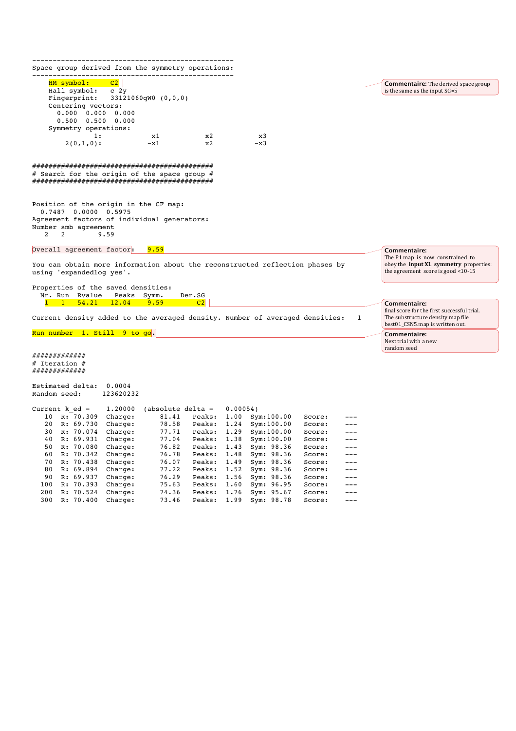```
-------------------------------------------------
Space group derived from the symmetry operations:
-------------------------------------------------
    HM symbol:      C2
    Hall symbol:   c 2y
    Fingerprint:   33121060qW0 (0,0,0)
    Centering vectors:
      0.000  0.000  0.000
      0.500  0.500  0.000
    Symmetry operations:
              1:           x1          x2          x3
         2(0,1,0):        -x1          x2         -x3


############################################
# Search for the origin of the space group #
############################################


Position of the origin in the CF map:
  0.7487  0.0000  0.5975
Agreement factors of individual generators:
Number smb agreement
   2   2        9.59

Overall agreement factor:    9.59

You can obtain more information about the reconstructed reflection phases by
using 'expandedlog yes'.

Properties of the saved densities:
  Nr. Run  Rvalue   Peaks  Symm.    Der.SG
   1   1   54.21   12.04    9.59       C2

Current density added to the averaged density. Number of averaged densities:   1

Run number   1. Still  9 to go.


############
# Iteration #
############

Estimated delta:  0.0004
Random seed:     123620232

Current k_ed =    1.20000  (absolute delta =   0.00054)
   10  R: 70.309  Charge:      81.41   Peaks:  1.00   Sym:100.00   Score:    ---
   20  R: 69.730  Charge:      78.58   Peaks:  1.24   Sym:100.00   Score:    ---
   30  R: 70.074  Charge:      77.71   Peaks:  1.29   Sym:100.00   Score:    ---
   40  R: 69.931  Charge:      77.04   Peaks:  1.38   Sym:100.00   Score:    ---
   50  R: 70.080  Charge:      76.82   Peaks:  1.43   Sym: 98.36   Score:    ---
   60  R: 70.342  Charge:      76.78   Peaks:  1.48   Sym: 98.36   Score:    ---
   70  R: 70.438  Charge:      76.07   Peaks:  1.49   Sym: 98.36   Score:    ---
   80  R: 69.894  Charge:      77.22   Peaks:  1.52   Sym: 98.36   Score:    ---
   90  R: 69.937  Charge:      76.29   Peaks:  1.56   Sym: 98.36   Score:    ---
  100  R: 70.393  Charge:      75.63   Peaks:  1.60   Sym: 96.95   Score:    ---
  200  R: 70.524  Charge:      74.36   Peaks:  1.76   Sym: 95.67   Score:    ---
  300  R: 70.400  Charge:      73.46   Peaks:  1.99   Sym: 98.78   Score:    ---
```

**Commentaire:** The derived space group is the same as the input SG=5

**Commentaire:** The P1 map is now constrained to obey the **input XL symmetry** properties: the agreement score is good <10-15

**Commentaire:** final score for the first successful trial. The substructure density map file best01_CSN5.map is written out.

**Commentaire:** Next trial with a new random seed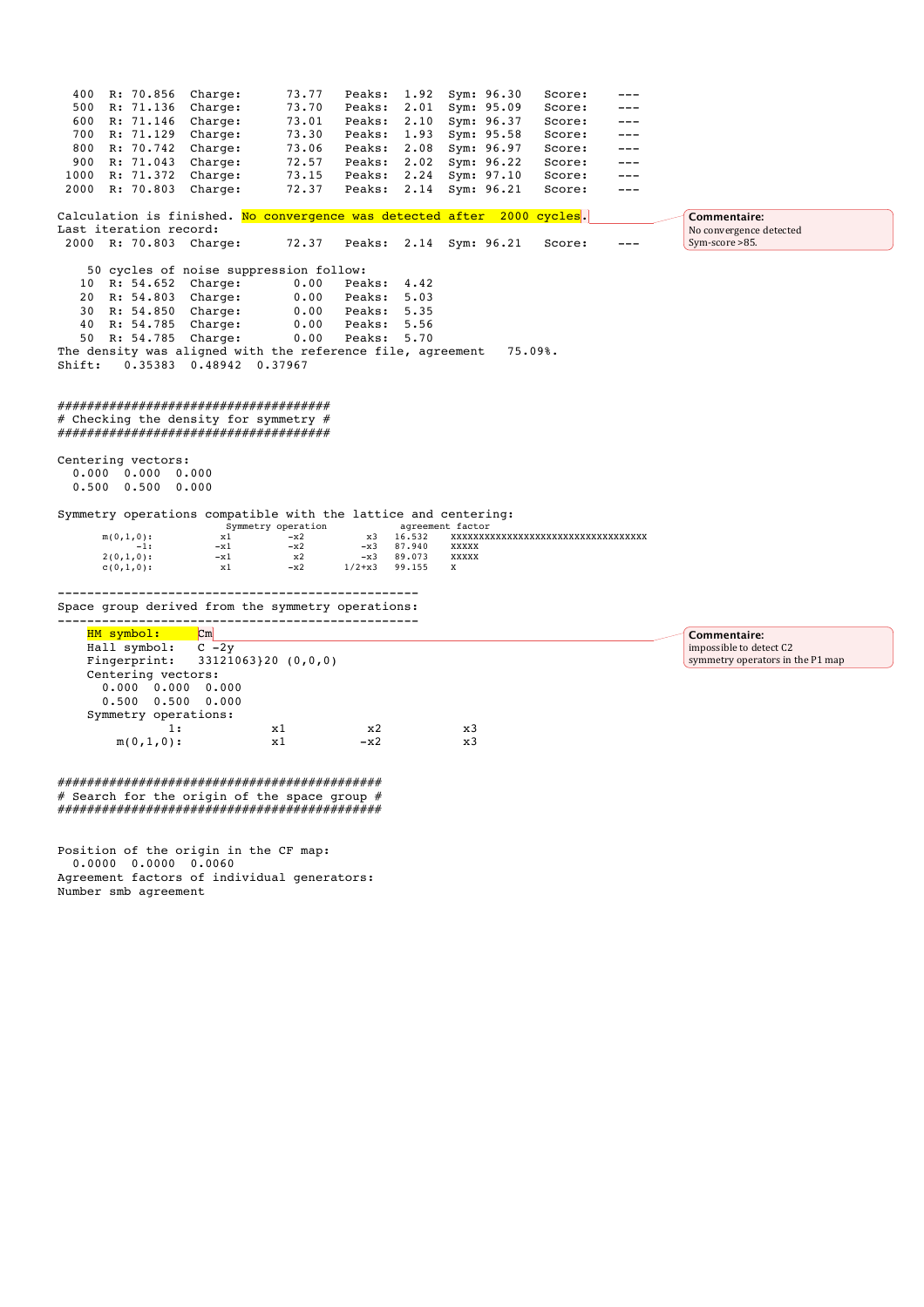```
  400  R: 70.856  Charge:      73.77   Peaks:  1.92  Sym: 96.30   Score:    ---
  500  R: 71.136  Charge:      73.70   Peaks:  2.01  Sym: 95.09   Score:    ---
  600  R: 71.146  Charge:      73.01   Peaks:  2.10  Sym: 96.37   Score:    ---
  700  R: 71.129  Charge:      73.30   Peaks:  1.93  Sym: 95.58   Score:    ---
  800  R: 70.742  Charge:      73.06   Peaks:  2.08  Sym: 96.97   Score:    ---
  900  R: 71.043  Charge:      72.57   Peaks:  2.02  Sym: 96.22   Score:    ---
 1000  R: 71.372  Charge:      73.15   Peaks:  2.24  Sym: 97.10   Score:    ---
 2000  R: 70.803  Charge:      72.37   Peaks:  2.14  Sym: 96.21   Score:    ---

Calculation is finished. No convergence was detected after  2000 cycles.
Last iteration record:
 2000  R: 70.803  Charge:      72.37   Peaks:  2.14  Sym: 96.21   Score:    ---

    50 cycles of noise suppression follow:
   10  R: 54.652  Charge:       0.00   Peaks:  4.42
   20  R: 54.803  Charge:       0.00   Peaks:  5.03
   30  R: 54.850  Charge:       0.00   Peaks:  5.35
   40  R: 54.785  Charge:       0.00   Peaks:  5.56
   50  R: 54.785  Charge:       0.00   Peaks:  5.70
The density was aligned with the reference file, agreement   75.09%.
Shift:   0.35383  0.48942  0.37967


####################################
# Checking the density for symmetry #
####################################

Centering vectors:
  0.000  0.000  0.000
  0.500  0.500  0.000

Symmetry operations compatible with the lattice and centering:
                          Symmetry operation            agreement factor
       m(0,1,0):          x1        -x2         x3   16.532    XXXXXXXXXXXXXXXXXXXXXXXXXXXXXXXXX
             -1:         -x1        -x2        -x3   87.940    XXXXX
       2(0,1,0):         -x1         x2        -x3   89.073    XXXXX
       c(0,1,0):          x1        -x2     1/2+x3   99.155    X

-------------------------------------------------
Space group derived from the symmetry operations:
-------------------------------------------------
    HM symbol:      Cm
    Hall symbol:    C -2y
    Fingerprint:    33121063}20 (0,0,0)
    Centering vectors:
      0.000  0.000  0.000
      0.500  0.500  0.000
    Symmetry operations:
               1:            x1           x2           x3
        m(0,1,0):            x1          -x2           x3


############################################
# Search for the origin of the space group #
############################################


Position of the origin in the CF map:
  0.0000  0.0000  0.0060
Agreement factors of individual generators:
Number smb agreement
```

**Commentaire:** No convergence detected Sym-score >85.

**Commentaire:** impossible to detect C2 symmetry operators in the P1 map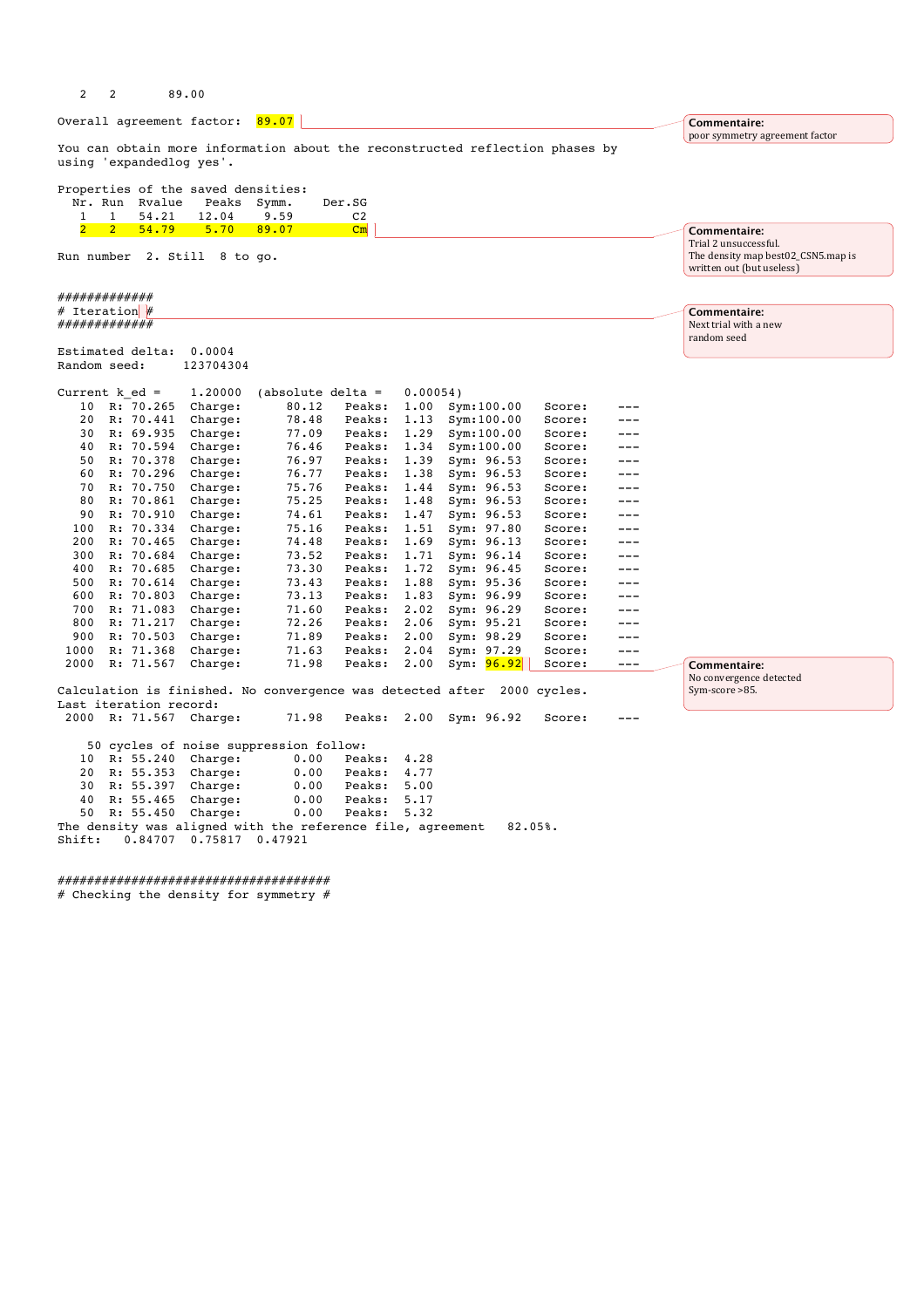```
   2   2       89.00

Overall agreement factor:  89.07

You can obtain more information about the reconstructed reflection phases by
using 'expandedlog yes'.

Properties of the saved densities:
  Nr. Run  Rvalue   Peaks  Symm.    Der.SG
   1   1   54.21   12.04    9.59       C2
   2   2   54.79    5.70   89.07       Cm

Run number  2. Still  8 to go.


#############
# Iteration #
#############

Estimated delta:  0.0004
Random seed:    123704304

Current k_ed =    1.20000  (absolute delta =   0.00054)
   10  R: 70.265  Charge:     80.12   Peaks:  1.00   Sym:100.00   Score:    ---
   20  R: 70.441  Charge:     78.48   Peaks:  1.13   Sym:100.00   Score:    ---
   30  R: 69.935  Charge:     77.09   Peaks:  1.29   Sym:100.00   Score:    ---
   40  R: 70.594  Charge:     76.46   Peaks:  1.34   Sym:100.00   Score:    ---
   50  R: 70.378  Charge:     76.97   Peaks:  1.39   Sym: 96.53   Score:    ---
   60  R: 70.296  Charge:     76.77   Peaks:  1.38   Sym: 96.53   Score:    ---
   70  R: 70.750  Charge:     75.76   Peaks:  1.44   Sym: 96.53   Score:    ---
   80  R: 70.861  Charge:     75.25   Peaks:  1.48   Sym: 96.53   Score:    ---
   90  R: 70.910  Charge:     74.61   Peaks:  1.47   Sym: 96.53   Score:    ---
  100  R: 70.334  Charge:     75.16   Peaks:  1.51   Sym: 97.80   Score:    ---
  200  R: 70.465  Charge:     74.48   Peaks:  1.69   Sym: 96.13   Score:    ---
  300  R: 70.684  Charge:     73.52   Peaks:  1.71   Sym: 96.14   Score:    ---
  400  R: 70.685  Charge:     73.30   Peaks:  1.72   Sym: 96.45   Score:    ---
  500  R: 70.614  Charge:     73.43   Peaks:  1.88   Sym: 95.36   Score:    ---
  600  R: 70.803  Charge:     73.13   Peaks:  1.83   Sym: 96.99   Score:    ---
  700  R: 71.083  Charge:     71.60   Peaks:  2.02   Sym: 96.29   Score:    ---
  800  R: 71.217  Charge:     72.26   Peaks:  2.06   Sym: 95.21   Score:    ---
  900  R: 70.503  Charge:     71.89   Peaks:  2.00   Sym: 98.29   Score:    ---
 1000  R: 71.368  Charge:     71.63   Peaks:  2.04   Sym: 97.29   Score:    ---
 2000  R: 71.567  Charge:     71.98   Peaks:  2.00   Sym: 96.92   Score:    ---

Calculation is finished. No convergence was detected after  2000 cycles.
Last iteration record:
 2000  R: 71.567  Charge:     71.98   Peaks:  2.00   Sym: 96.92   Score:    ---

    50 cycles of noise suppression follow:
   10  R: 55.240  Charge:      0.00   Peaks:  4.28
   20  R: 55.353  Charge:      0.00   Peaks:  4.77
   30  R: 55.397  Charge:      0.00   Peaks:  5.00
   40  R: 55.465  Charge:      0.00   Peaks:  5.17
   50  R: 55.450  Charge:      0.00   Peaks:  5.32
The density was aligned with the reference file, agreement   82.05%.
Shift:   0.84707  0.75817  0.47921


####################################
# Checking the density for symmetry #
```

**Commentaire:** poor symmetry agreement factor

**Commentaire:** Trial 2 unsuccessful. The density map best02_CSN5.map is written out (but useless)

**Commentaire:** Next trial with a new random seed

**Commentaire:** No convergence detected Sym-score >85.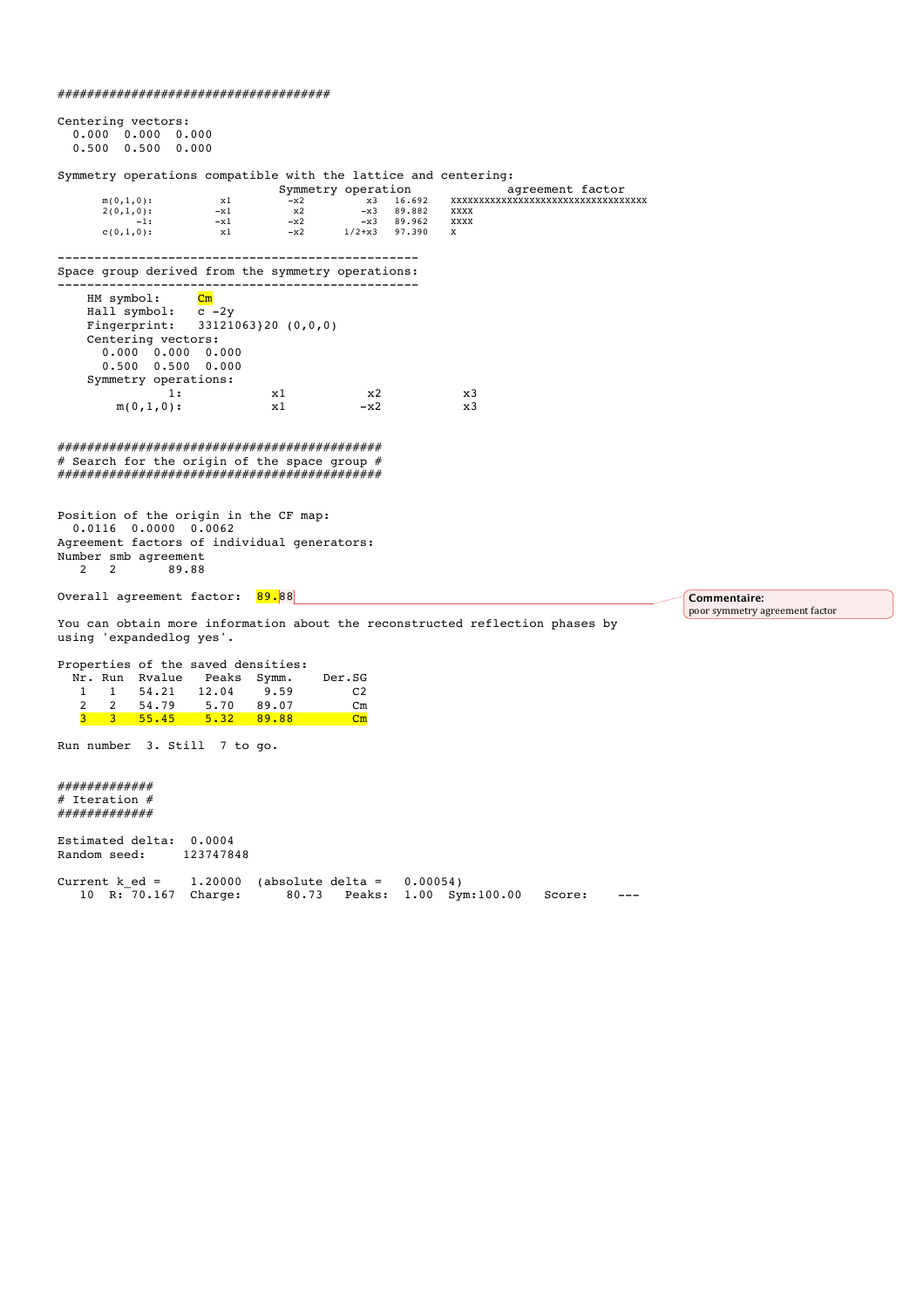```
####################################

Centering vectors:
  0.000  0.000  0.000
  0.500  0.500  0.000

Symmetry operations compatible with the lattice and centering:
                              Symmetry operation             agreement factor
     m(0,1,0):          x1       -x2        x3   16.692    xxxxxxxxxxxxxxxxxxxxxxxxxxxxxxxxxxx
     2(0,1,0):         -x1        x2       -x3   89.882    xxxx
           -1:         -x1       -x2       -x3   89.962    xxxx
     c(0,1,0):          x1       -x2    1/2+x3   97.390    x

------------------------------------------------
Space group derived from the symmetry operations:
------------------------------------------------
    HM symbol:     Cm
    Hall symbol:   c -2y
    Fingerprint:   33121063}20 (0,0,0)
    Centering vectors:
      0.000  0.000  0.000
      0.500  0.500  0.000
    Symmetry operations:
              1:           x1          x2           x3
        m(0,1,0):          x1         -x2           x3


##########################################
# Search for the origin of the space group #
##########################################


Position of the origin in the CF map:
  0.0116  0.0000  0.0062
Agreement factors of individual generators:
Number smb agreement
   2    2       89.88

Overall agreement factor:  89.88

You can obtain more information about the reconstructed reflection phases by
using 'expandedlog yes'.

Properties of the saved densities:
  Nr. Run  Rvalue   Peaks  Symm.    Der.SG
   1   1   54.21   12.04    9.59        C2
   2   2   54.79    5.70   89.07        Cm
   3   3   55.45    5.32   89.88        Cm

Run number  3. Still  7 to go.


############
# Iteration #
############

Estimated delta:  0.0004
Random seed:     123747848

Current k_ed =    1.20000  (absolute delta =   0.00054)
   10  R: 70.167  Charge:      80.73   Peaks:  1.00  Sym:100.00   Score:   ---
```

Commentaire: poor symmetry agreement factor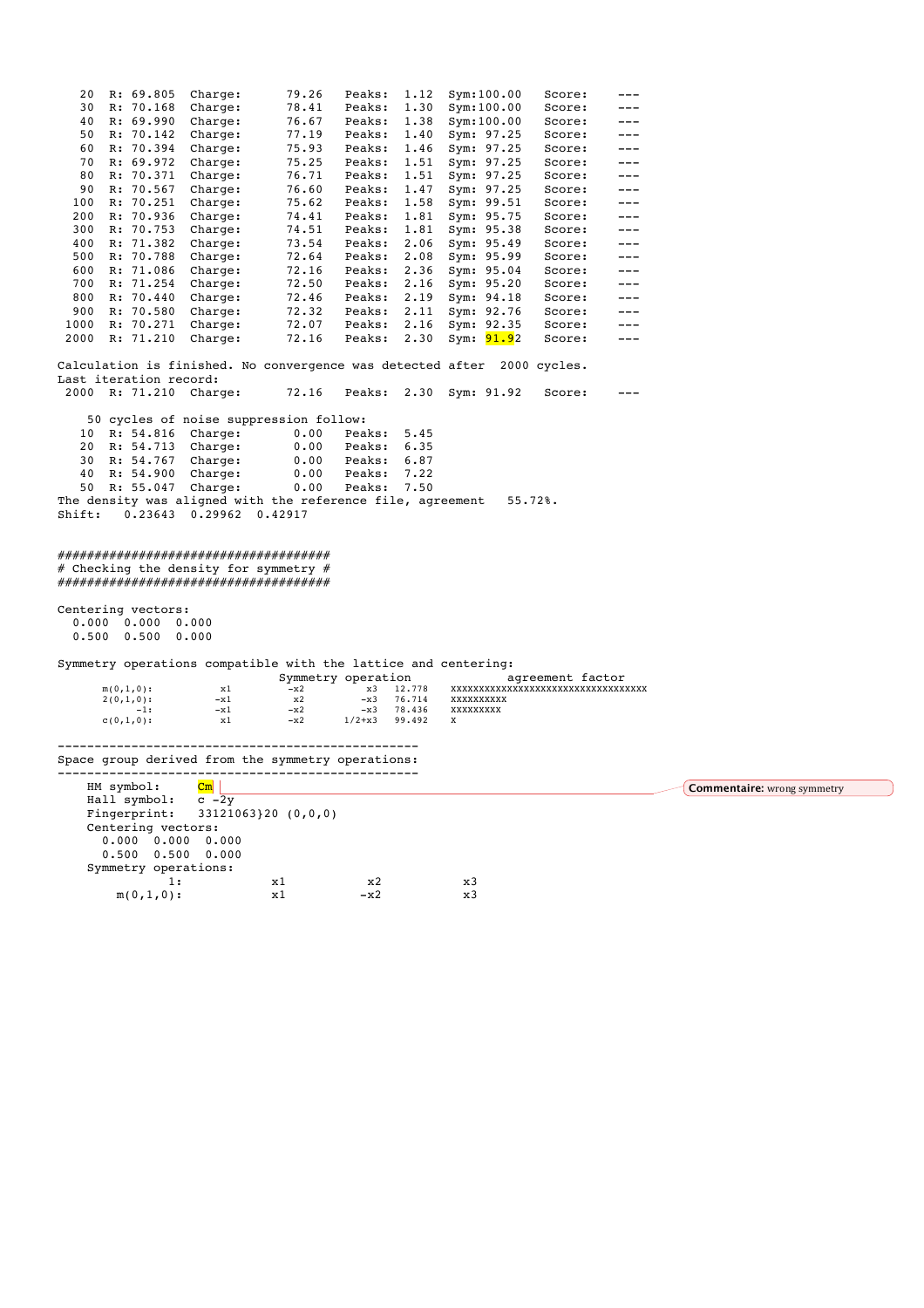```
  20  R: 69.805  Charge:      79.26    Peaks:  1.12   Sym:100.00    Score:    ---
  30  R: 70.168  Charge:      78.41    Peaks:  1.30   Sym:100.00    Score:    ---
  40  R: 69.990  Charge:      76.67    Peaks:  1.38   Sym:100.00    Score:    ---
  50  R: 70.142  Charge:      77.19    Peaks:  1.40   Sym: 97.25    Score:    ---
  60  R: 70.394  Charge:      75.93    Peaks:  1.46   Sym: 97.25    Score:    ---
  70  R: 69.972  Charge:      75.25    Peaks:  1.51   Sym: 97.25    Score:    ---
  80  R: 70.371  Charge:      76.71    Peaks:  1.51   Sym: 97.25    Score:    ---
  90  R: 70.567  Charge:      76.60    Peaks:  1.47   Sym: 97.25    Score:    ---
 100  R: 70.251  Charge:      75.62    Peaks:  1.58   Sym: 99.51    Score:    ---
 200  R: 70.936  Charge:      74.41    Peaks:  1.81   Sym: 95.75    Score:    ---
 300  R: 70.753  Charge:      74.51    Peaks:  1.81   Sym: 95.38    Score:    ---
 400  R: 71.382  Charge:      73.54    Peaks:  2.06   Sym: 95.49    Score:    ---
 500  R: 70.788  Charge:      72.64    Peaks:  2.08   Sym: 95.99    Score:    ---
 600  R: 71.086  Charge:      72.16    Peaks:  2.36   Sym: 95.04    Score:    ---
 700  R: 71.254  Charge:      72.50    Peaks:  2.16   Sym: 95.20    Score:    ---
 800  R: 70.440  Charge:      72.46    Peaks:  2.19   Sym: 94.18    Score:    ---
 900  R: 70.580  Charge:      72.32    Peaks:  2.11   Sym: 92.76    Score:    ---
1000  R: 70.271  Charge:      72.07    Peaks:  2.16   Sym: 92.35    Score:    ---
2000  R: 71.210  Charge:      72.16    Peaks:  2.30   Sym: 91.92    Score:    ---

Calculation is finished. No convergence was detected after  2000 cycles.
Last iteration record:
 2000  R: 71.210  Charge:      72.16    Peaks:  2.30   Sym: 91.92    Score:    ---

    50 cycles of noise suppression follow:
   10  R: 54.816  Charge:       0.00    Peaks:  5.45
   20  R: 54.713  Charge:       0.00    Peaks:  6.35
   30  R: 54.767  Charge:       0.00    Peaks:  6.87
   40  R: 54.900  Charge:       0.00    Peaks:  7.22
   50  R: 55.047  Charge:       0.00    Peaks:  7.50
The density was aligned with the reference file, agreement   55.72%.
Shift:   0.23643  0.29962  0.42917


####################################
# Checking the density for symmetry #
####################################

Centering vectors:
  0.000  0.000  0.000
  0.500  0.500  0.000

Symmetry operations compatible with the lattice and centering:
                              Symmetry operation            agreement factor
      m(0,1,0):          x1        -x2         x3   12.778   xxxxxxxxxxxxxxxxxxxxxxxxxxxxxxxxxxx
      2(0,1,0):         -x1         x2        -x3   76.714   xxxxxxxxxx
            -1:         -x1        -x2        -x3   78.436   xxxxxxxxx
      c(0,1,0):          x1        -x2     1/2+x3   99.492   x

-------------------------------------------------
Space group derived from the symmetry operations:
-------------------------------------------------
    HM symbol:     Cm
    Hall symbol:   c -2y
    Fingerprint:   33121063}20 (0,0,0)
    Centering vectors:
      0.000  0.000  0.000
      0.500  0.500  0.000
    Symmetry operations:
              1:            x1          x2          x3
       m(0,1,0):            x1         -x2          x3
```

Commentaire: wrong symmetry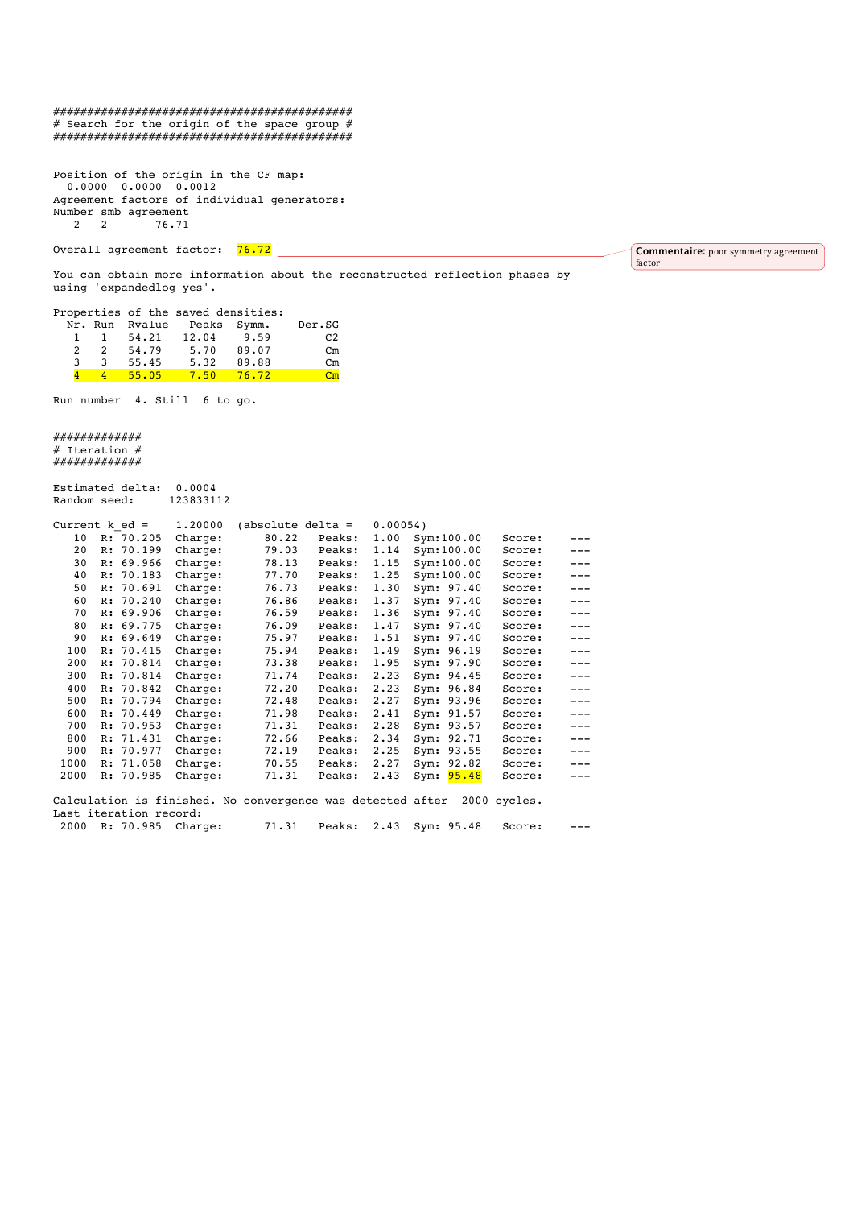```
##########################################
# Search for the origin of the space group #
##########################################


Position of the origin in the CF map:
  0.0000  0.0000  0.0012
Agreement factors of individual generators:
Number smb agreement
   2   2       76.71

Overall agreement factor:  76.72

You can obtain more information about the reconstructed reflection phases by
using 'expandedlog yes'.

Properties of the saved densities:
  Nr. Run  Rvalue   Peaks  Symm.    Der.SG
   1   1   54.21   12.04    9.59        C2
   2   2   54.79    5.70   89.07        Cm
   3   3   55.45    5.32   89.88        Cm
   4   4   55.05    7.50   76.72        Cm

Run number  4. Still  6 to go.


############
# Iteration #
############

Estimated delta:  0.0004
Random seed:     123833112

Current k_ed =    1.20000  (absolute delta =   0.00054)
   10  R: 70.205  Charge:      80.22   Peaks:  1.00  Sym:100.00   Score:    ---
   20  R: 70.199  Charge:      79.03   Peaks:  1.14  Sym:100.00   Score:    ---
   30  R: 69.966  Charge:      78.13   Peaks:  1.15  Sym:100.00   Score:    ---
   40  R: 70.183  Charge:      77.70   Peaks:  1.25  Sym:100.00   Score:    ---
   50  R: 70.691  Charge:      76.73   Peaks:  1.30  Sym: 97.40   Score:    ---
   60  R: 70.240  Charge:      76.86   Peaks:  1.37  Sym: 97.40   Score:    ---
   70  R: 69.906  Charge:      76.59   Peaks:  1.36  Sym: 97.40   Score:    ---
   80  R: 69.775  Charge:      76.09   Peaks:  1.47  Sym: 97.40   Score:    ---
   90  R: 69.649  Charge:      75.97   Peaks:  1.51  Sym: 97.40   Score:    ---
  100  R: 70.415  Charge:      75.94   Peaks:  1.49  Sym: 96.19   Score:    ---
  200  R: 70.814  Charge:      73.38   Peaks:  1.95  Sym: 97.90   Score:    ---
  300  R: 70.814  Charge:      71.74   Peaks:  2.23  Sym: 94.45   Score:    ---
  400  R: 70.842  Charge:      72.20   Peaks:  2.23  Sym: 96.84   Score:    ---
  500  R: 70.794  Charge:      72.48   Peaks:  2.27  Sym: 93.96   Score:    ---
  600  R: 70.449  Charge:      71.98   Peaks:  2.41  Sym: 91.57   Score:    ---
  700  R: 70.953  Charge:      71.31   Peaks:  2.28  Sym: 93.57   Score:    ---
  800  R: 71.431  Charge:      72.66   Peaks:  2.34  Sym: 92.71   Score:    ---
  900  R: 70.977  Charge:      72.19   Peaks:  2.25  Sym: 93.55   Score:    ---
 1000  R: 71.058  Charge:      70.55   Peaks:  2.27  Sym: 92.82   Score:    ---
 2000  R: 70.985  Charge:      71.31   Peaks:  2.43  Sym: 95.48   Score:    ---

Calculation is finished. No convergence was detected after  2000 cycles.
Last iteration record:
 2000  R: 70.985  Charge:      71.31   Peaks:  2.43  Sym: 95.48   Score:    ---
```

**Commentaire:** poor symmetry agreement factor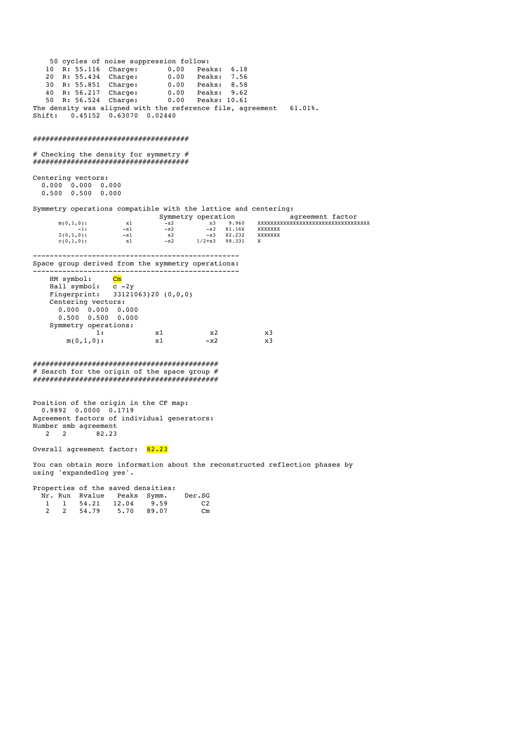```
    50 cycles of noise suppression follow:
   10  R: 55.116  Charge:       0.00   Peaks:  6.18
   20  R: 55.434  Charge:       0.00   Peaks:  7.56
   30  R: 55.851  Charge:       0.00   Peaks:  8.58
   40  R: 56.217  Charge:       0.00   Peaks:  9.62
   50  R: 56.524  Charge:       0.00   Peaks: 10.61
The density was aligned with the reference file, agreement   61.01%.
Shift:   0.45152  0.63070  0.02440


####################################
# Checking the density for symmetry #
####################################

Centering vectors:
  0.000  0.000  0.000
  0.500  0.500  0.000

Symmetry operations compatible with the lattice and centering:
                              Symmetry operation              agreement factor
       m(0,1,0):          x1        -x2        x3    9.960   xxxxxxxxxxxxxxxxxxxxxxxxxxxxxxxxxxx
             -1:         -x1        -x2       -x3   81.166   xxxxxxx
       2(0,1,0):         -x1         x2       -x3   82.232   xxxxxxx
       c(0,1,0):          x1        -x2    1/2+x3   98.331   x

-------------------------------------------------
Space group derived from the symmetry operations:
-------------------------------------------------
    HM symbol:     Cm
    Hall symbol:   c -2y
    Fingerprint:   33121063}20 (0,0,0)
    Centering vectors:
      0.000  0.000  0.000
      0.500  0.500  0.000
    Symmetry operations:
              1:            x1           x2           x3
        m(0,1,0):           x1          -x2           x3


##########################################
# Search for the origin of the space group #
##########################################


Position of the origin in the CF map:
  0.9892  0.0000  0.1719
Agreement factors of individual generators:
Number smb agreement
   2   2       82.23

Overall agreement factor:  82.23

You can obtain more information about the reconstructed reflection phases by
using 'expandedlog yes'.

Properties of the saved densities:
  Nr. Run  Rvalue   Peaks  Symm.    Der.SG
   1   1   54.21   12.04    9.59        C2
   2   2   54.79    5.70   89.07        Cm
```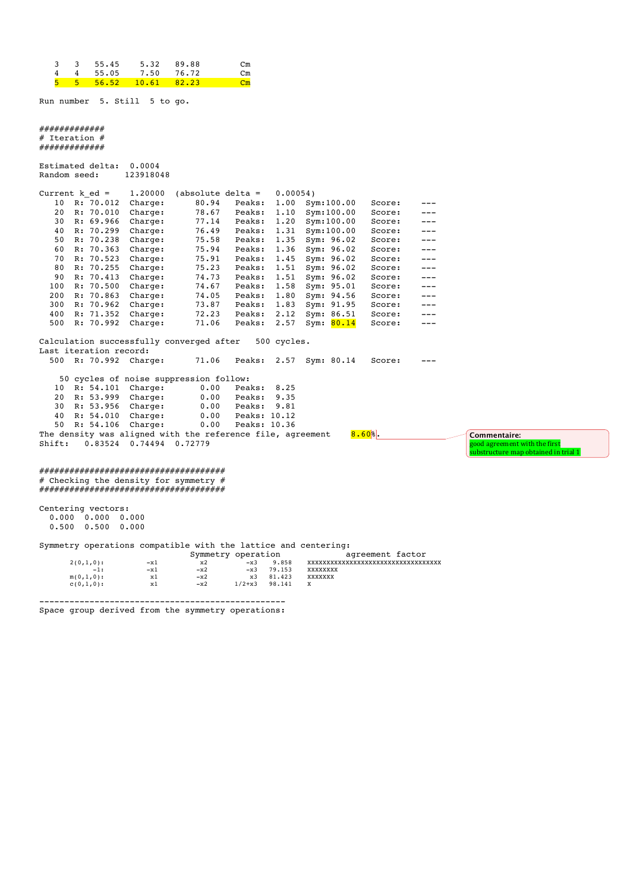```
   3   3   55.45     5.32    89.88         Cm
   4   4   55.05     7.50    76.72         Cm
   5   5   56.52    10.61    82.23         Cm

Run number  5. Still  5 to go.


############
# Iteration #
############

Estimated delta:  0.0004
Random seed:     123918048

Current k_ed =    1.20000  (absolute delta =   0.00054)
   10  R: 70.012  Charge:      80.94   Peaks:  1.00  Sym:100.00   Score:    ---
   20  R: 70.010  Charge:      78.67   Peaks:  1.10  Sym:100.00   Score:    ---
   30  R: 69.966  Charge:      77.14   Peaks:  1.20  Sym:100.00   Score:    ---
   40  R: 70.299  Charge:      76.49   Peaks:  1.31  Sym:100.00   Score:    ---
   50  R: 70.238  Charge:      75.58   Peaks:  1.35  Sym: 96.02   Score:    ---
   60  R: 70.363  Charge:      75.94   Peaks:  1.36  Sym: 96.02   Score:    ---
   70  R: 70.523  Charge:      75.91   Peaks:  1.45  Sym: 96.02   Score:    ---
   80  R: 70.255  Charge:      75.23   Peaks:  1.51  Sym: 96.02   Score:    ---
   90  R: 70.413  Charge:      74.73   Peaks:  1.51  Sym: 96.02   Score:    ---
  100  R: 70.500  Charge:      74.67   Peaks:  1.58  Sym: 95.01   Score:    ---
  200  R: 70.863  Charge:      74.05   Peaks:  1.80  Sym: 94.56   Score:    ---
  300  R: 70.962  Charge:      73.87   Peaks:  1.83  Sym: 91.95   Score:    ---
  400  R: 71.352  Charge:      72.23   Peaks:  2.12  Sym: 86.51   Score:    ---
  500  R: 70.992  Charge:      71.06   Peaks:  2.57  Sym: 80.14   Score:    ---

Calculation successfully converged after   500 cycles.
Last iteration record:
  500  R: 70.992  Charge:      71.06   Peaks:  2.57  Sym: 80.14   Score:    ---

    50 cycles of noise suppression follow:
   10  R: 54.101  Charge:       0.00   Peaks:  8.25
   20  R: 53.999  Charge:       0.00   Peaks:  9.35
   30  R: 53.956  Charge:       0.00   Peaks:  9.81
   40  R: 54.010  Charge:       0.00   Peaks: 10.12
   50  R: 54.106  Charge:       0.00   Peaks: 10.36
The density was aligned with the reference file, agreement     8.60%.
Shift:    0.83524  0.74494  0.72779


####################################
# Checking the density for symmetry #
####################################

Centering vectors:
  0.000  0.000  0.000
  0.500  0.500  0.000

Symmetry operations compatible with the lattice and centering:
                               Symmetry operation              agreement factor
      2(0,1,0):          -x1         x2         -x3    9.858    xxxxxxxxxxxxxxxxxxxxxxxxxxxxxxxxxxx
            -1:          -x1        -x2         -x3   79.153    xxxxxxxx
      m(0,1,0):           x1        -x2          x3   81.423    xxxxxxx
      c(0,1,0):           x1        -x2      1/2+x3   98.141    x

-------------------------------------------------
Space group derived from the symmetry operations:
```

**Commentaire:** good agreement with the first substructure map obtained in trial 1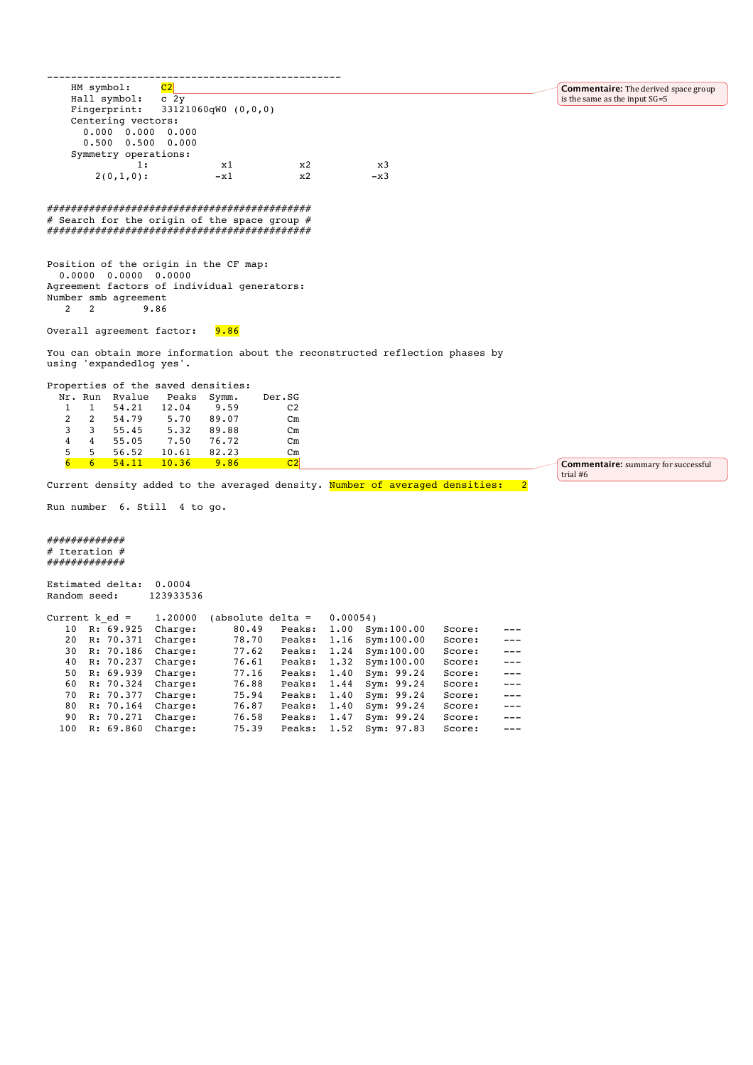```
-------------------------------------------------
    HM symbol:     C2
    Hall symbol:   c 2y
    Fingerprint:   33121060qW0 (0,0,0)
    Centering vectors:
      0.000  0.000  0.000
      0.500  0.500  0.000
    Symmetry operations:
              1:            x1           x2           x3
        2(0,1,0):          -x1           x2          -x3


############################################
# Search for the origin of the space group #
############################################


Position of the origin in the CF map:
  0.0000  0.0000  0.0000
Agreement factors of individual generators:
Number smb agreement
   2   2        9.86

Overall agreement factor:    9.86

You can obtain more information about the reconstructed reflection phases by
using 'expandedlog yes'.

Properties of the saved densities:
  Nr. Run  Rvalue   Peaks  Symm.    Der.SG
   1   1   54.21   12.04    9.59        C2
   2   2   54.79    5.70   89.07        Cm
   3   3   55.45    5.32   89.88        Cm
   4   4   55.05    7.50   76.72        Cm
   5   5   56.52   10.61   82.23        Cm
   6   6   54.11   10.36    9.86        C2

Current density added to the averaged density. Number of averaged densities:   2

Run number  6. Still  4 to go.


#############
# Iteration #
#############

Estimated delta:  0.0004
Random seed:     123933536

Current k_ed =     1.20000  (absolute delta =   0.00054)
   10  R: 69.925  Charge:      80.49   Peaks:  1.00  Sym:100.00   Score:    ---
   20  R: 70.371  Charge:      78.70   Peaks:  1.16  Sym:100.00   Score:    ---
   30  R: 70.186  Charge:      77.62   Peaks:  1.24  Sym:100.00   Score:    ---
   40  R: 70.237  Charge:      76.61   Peaks:  1.32  Sym:100.00   Score:    ---
   50  R: 69.939  Charge:      77.16   Peaks:  1.40  Sym: 99.24   Score:    ---
   60  R: 70.324  Charge:      76.88   Peaks:  1.44  Sym: 99.24   Score:    ---
   70  R: 70.377  Charge:      75.94   Peaks:  1.40  Sym: 99.24   Score:    ---
   80  R: 70.164  Charge:      76.87   Peaks:  1.40  Sym: 99.24   Score:    ---
   90  R: 70.271  Charge:      76.58   Peaks:  1.47  Sym: 99.24   Score:    ---
  100  R: 69.860  Charge:      75.39   Peaks:  1.52  Sym: 97.83   Score:    ---
```

**Commentaire:** The derived space group is the same as the input SG=5

**Commentaire:** summary for successful trial #6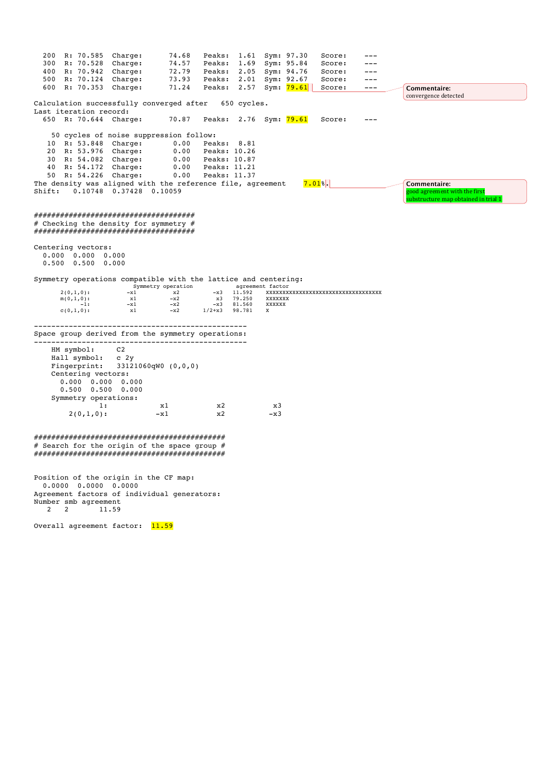```
  200  R: 70.585  Charge:      74.68    Peaks:  1.61  Sym: 97.30    Score:    ---
  300  R: 70.528  Charge:      74.57    Peaks:  1.69  Sym: 95.84    Score:    ---
  400  R: 70.942  Charge:      72.79    Peaks:  2.05  Sym: 94.76    Score:    ---
  500  R: 70.124  Charge:      73.93    Peaks:  2.01  Sym: 92.67    Score:    ---
  600  R: 70.353  Charge:      71.24    Peaks:  2.57  Sym: 79.61    Score:    ---

Calculation successfully converged after   650 cycles.
Last iteration record:
  650  R: 70.644  Charge:      70.87    Peaks:  2.76  Sym: 79.61    Score:    ---

    50 cycles of noise suppression follow:
   10  R: 53.848  Charge:       0.00    Peaks:  8.81
   20  R: 53.976  Charge:       0.00    Peaks: 10.26
   30  R: 54.082  Charge:       0.00    Peaks: 10.87
   40  R: 54.172  Charge:       0.00    Peaks: 11.21
   50  R: 54.226  Charge:       0.00    Peaks: 11.37
The density was aligned with the reference file, agreement     7.01%.
Shift:    0.10748  0.37428  0.10059


#####################################
# Checking the density for symmetry #
#####################################

Centering vectors:
  0.000  0.000  0.000
  0.500  0.500  0.000

Symmetry operations compatible with the lattice and centering:
                     Symmetry operation              agreement factor
       2(0,1,0):          -x1          x2         -x3   11.592    XXXXXXXXXXXXXXXXXXXXXXXXXXXXXXXXXXX
       m(0,1,0):           x1         -x2          x3   79.250    XXXXXXX
            -1:           -x1         -x2         -x3   81.560    XXXXXX
       c(0,1,0):           x1         -x2      1/2+x3   98.781    X


-------------------------------------------------
Space group derived from the symmetry operations:
-------------------------------------------------
    HM symbol:     C2
    Hall symbol:   c 2y
    Fingerprint:   33121060qW0 (0,0,0)
    Centering vectors:
      0.000  0.000  0.000
      0.500  0.500  0.000
    Symmetry operations:
               1:            x1            x2            x3
        2(0,1,0):           -x1            x2           -x3


#############################################
# Search for the origin of the space group #
#############################################


Position of the origin in the CF map:
  0.0000  0.0000  0.0000
Agreement factors of individual generators:
Number smb agreement
   2    2       11.59

Overall agreement factor:  11.59
```

Commentaire: convergence detected

Commentaire: good agreement with the first substructure map obtained in trial 1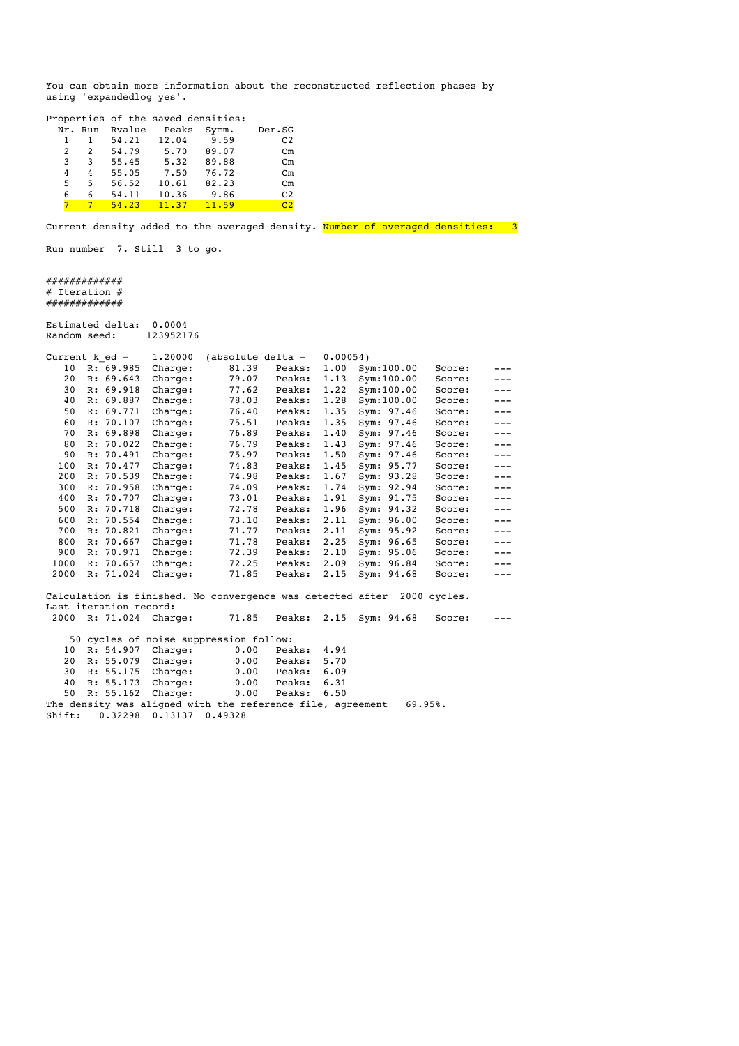You can obtain more information about the reconstructed reflection phases by using 'expandedlog yes'.

Properties of the saved densities:

| Nr. | Run | Rvalue | Peaks | Symm. | Der.SG |
|---|---|---|---|---|---|
| 1 | 1 | 54.21 | 12.04 | 9.59 | C2 |
| 2 | 2 | 54.79 | 5.70 | 89.07 | Cm |
| 3 | 3 | 55.45 | 5.32 | 89.88 | Cm |
| 4 | 4 | 55.05 | 7.50 | 76.72 | Cm |
| 5 | 5 | 56.52 | 10.61 | 82.23 | Cm |
| 6 | 6 | 54.11 | 10.36 | 9.86 | C2 |
| 7 | 7 | 54.23 | 11.37 | 11.59 | C2 |

Current density added to the averaged density. Number of averaged densities: 3

Run number 7. Still 3 to go.

```
############
# Iteration #
############

Estimated delta:  0.0004
Random seed:     123952176

Current k_ed =     1.20000  (absolute delta =    0.00054)
   10  R: 69.985  Charge:      81.39   Peaks:  1.00  Sym:100.00   Score:    ---
   20  R: 69.643  Charge:      79.07   Peaks:  1.13  Sym:100.00   Score:    ---
   30  R: 69.918  Charge:      77.62   Peaks:  1.22  Sym:100.00   Score:    ---
   40  R: 69.887  Charge:      78.03   Peaks:  1.28  Sym:100.00   Score:    ---
   50  R: 69.771  Charge:      76.40   Peaks:  1.35  Sym: 97.46   Score:    ---
   60  R: 70.107  Charge:      75.51   Peaks:  1.35  Sym: 97.46   Score:    ---
   70  R: 69.898  Charge:      76.89   Peaks:  1.40  Sym: 97.46   Score:    ---
   80  R: 70.022  Charge:      76.79   Peaks:  1.43  Sym: 97.46   Score:    ---
   90  R: 70.491  Charge:      75.97   Peaks:  1.50  Sym: 97.46   Score:    ---
  100  R: 70.477  Charge:      74.83   Peaks:  1.45  Sym: 95.77   Score:    ---
  200  R: 70.539  Charge:      74.98   Peaks:  1.67  Sym: 93.28   Score:    ---
  300  R: 70.958  Charge:      74.09   Peaks:  1.74  Sym: 92.94   Score:    ---
  400  R: 70.707  Charge:      73.01   Peaks:  1.91  Sym: 91.75   Score:    ---
  500  R: 70.718  Charge:      72.78   Peaks:  1.96  Sym: 94.32   Score:    ---
  600  R: 70.554  Charge:      73.10   Peaks:  2.11  Sym: 96.00   Score:    ---
  700  R: 70.821  Charge:      71.77   Peaks:  2.11  Sym: 95.92   Score:    ---
  800  R: 70.667  Charge:      71.78   Peaks:  2.25  Sym: 96.65   Score:    ---
  900  R: 70.971  Charge:      72.39   Peaks:  2.10  Sym: 95.06   Score:    ---
 1000  R: 70.657  Charge:      72.25   Peaks:  2.09  Sym: 96.84   Score:    ---
 2000  R: 71.024  Charge:      71.85   Peaks:  2.15  Sym: 94.68   Score:    ---

Calculation is finished. No convergence was detected after  2000 cycles.
Last iteration record:
 2000  R: 71.024  Charge:      71.85   Peaks:  2.15  Sym: 94.68   Score:    ---

    50 cycles of noise suppression follow:
   10  R: 54.907  Charge:       0.00   Peaks:  4.94
   20  R: 55.079  Charge:       0.00   Peaks:  5.70
   30  R: 55.175  Charge:       0.00   Peaks:  6.09
   40  R: 55.173  Charge:       0.00   Peaks:  6.31
   50  R: 55.162  Charge:       0.00   Peaks:  6.50
The density was aligned with the reference file, agreement   69.95%.
Shift:    0.32298  0.13137  0.49328
```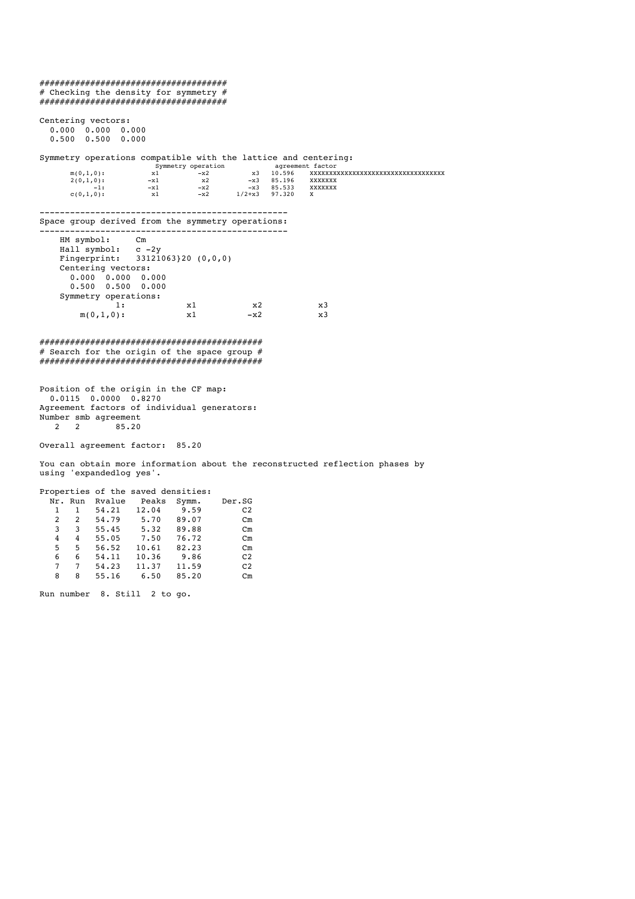```
###################################
# Checking the density for symmetry #
###################################

Centering vectors:
  0.000  0.000  0.000
  0.500  0.500  0.000

Symmetry operations compatible with the lattice and centering:
                        Symmetry operation            agreement factor
       m(0,1,0):          x1         -x2         x3   10.596    XXXXXXXXXXXXXXXXXXXXXXXXXXXXXXXXX
       2(0,1,0):         -x1          x2        -x3   85.196    XXXXXXX
             -1:         -x1         -x2        -x3   85.533    XXXXXXX
       c(0,1,0):          x1         -x2     1/2+x3   97.320    X

-------------------------------------------------
Space group derived from the symmetry operations:
-------------------------------------------------
    HM symbol:     Cm
    Hall symbol:   c -2y
    Fingerprint:   33121063}20 (0,0,0)
    Centering vectors:
      0.000  0.000  0.000
      0.500  0.500  0.000
    Symmetry operations:
              1:            x1           x2            x3
        m(0,1,0):           x1          -x2            x3


###########################################
# Search for the origin of the space group #
###########################################


Position of the origin in the CF map:
  0.0115  0.0000  0.8270
Agreement factors of individual generators:
Number smb agreement
   2   2       85.20

Overall agreement factor:  85.20

You can obtain more information about the reconstructed reflection phases by
using 'expandedlog yes'.

Properties of the saved densities:
  Nr. Run  Rvalue   Peaks  Symm.    Der.SG
   1   1   54.21   12.04    9.59       C2
   2   2   54.79    5.70   89.07       Cm
   3   3   55.45    5.32   89.88       Cm
   4   4   55.05    7.50   76.72       Cm
   5   5   56.52   10.61   82.23       Cm
   6   6   54.11   10.36    9.86       C2
   7   7   54.23   11.37   11.59       C2
   8   8   55.16    6.50   85.20       Cm

Run number  8. Still  2 to go.
```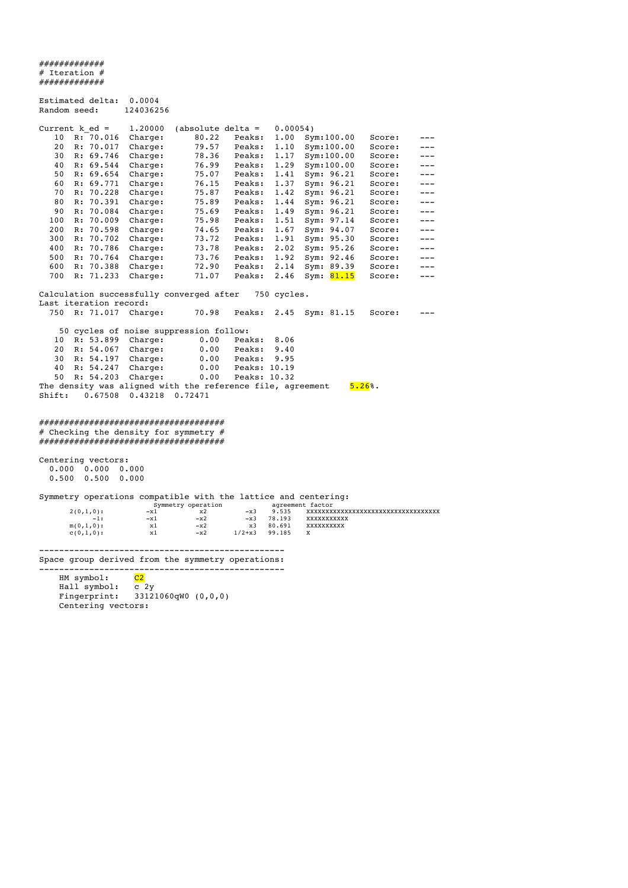```
############
# Iteration #
############

Estimated delta:  0.0004
Random seed:     124036256

Current k_ed =    1.20000  (absolute delta =   0.00054)
   10  R: 70.016  Charge:      80.22  Peaks:  1.00  Sym:100.00   Score:    ---
   20  R: 70.017  Charge:      79.57  Peaks:  1.10  Sym:100.00   Score:    ---
   30  R: 69.746  Charge:      78.36  Peaks:  1.17  Sym:100.00   Score:    ---
   40  R: 69.544  Charge:      76.99  Peaks:  1.29  Sym:100.00   Score:    ---
   50  R: 69.654  Charge:      75.07  Peaks:  1.41  Sym: 96.21   Score:    ---
   60  R: 69.771  Charge:      76.15  Peaks:  1.37  Sym: 96.21   Score:    ---
   70  R: 70.228  Charge:      75.87  Peaks:  1.42  Sym: 96.21   Score:    ---
   80  R: 70.391  Charge:      75.89  Peaks:  1.44  Sym: 96.21   Score:    ---
   90  R: 70.084  Charge:      75.69  Peaks:  1.49  Sym: 96.21   Score:    ---
  100  R: 70.009  Charge:      75.98  Peaks:  1.51  Sym: 97.14   Score:    ---
  200  R: 70.598  Charge:      74.65  Peaks:  1.67  Sym: 94.07   Score:    ---
  300  R: 70.702  Charge:      73.72  Peaks:  1.91  Sym: 95.30   Score:    ---
  400  R: 70.786  Charge:      73.78  Peaks:  2.02  Sym: 95.26   Score:    ---
  500  R: 70.764  Charge:      73.76  Peaks:  1.92  Sym: 92.46   Score:    ---
  600  R: 70.388  Charge:      72.90  Peaks:  2.14  Sym: 89.39   Score:    ---
  700  R: 71.233  Charge:      71.07  Peaks:  2.46  Sym: 81.15   Score:    ---

Calculation successfully converged after   750 cycles.
Last iteration record:
  750  R: 71.017  Charge:      70.98  Peaks:  2.45  Sym: 81.15   Score:    ---

    50 cycles of noise suppression follow:
   10  R: 53.899  Charge:       0.00  Peaks:  8.06
   20  R: 54.067  Charge:       0.00  Peaks:  9.40
   30  R: 54.197  Charge:       0.00  Peaks:  9.95
   40  R: 54.247  Charge:       0.00  Peaks: 10.19
   50  R: 54.203  Charge:       0.00  Peaks: 10.32
The density was aligned with the reference file, agreement    5.26%.
Shift:   0.67508  0.43218  0.72471


###################################
# Checking the density for symmetry #
###################################

Centering vectors:
  0.000  0.000  0.000
  0.500  0.500  0.000

Symmetry operations compatible with the lattice and centering:
                          Symmetry operation          agreement factor
       2(0,1,0):          -x1         x2        -x3    9.535    XXXXXXXXXXXXXXXXXXXXXXXXXXXXXXXXXX
              -1:         -x1        -x2        -x3   78.193    XXXXXXXXXXX
       m(0,1,0):           x1        -x2         x3   80.691    XXXXXXXXXX
       c(0,1,0):           x1        -x2     1/2+x3   99.185    X

-------------------------------------------------
Space group derived from the symmetry operations:
-------------------------------------------------
    HM symbol:     C2
    Hall symbol:   c 2y
    Fingerprint:   33121060qW0 (0,0,0)
    Centering vectors:
```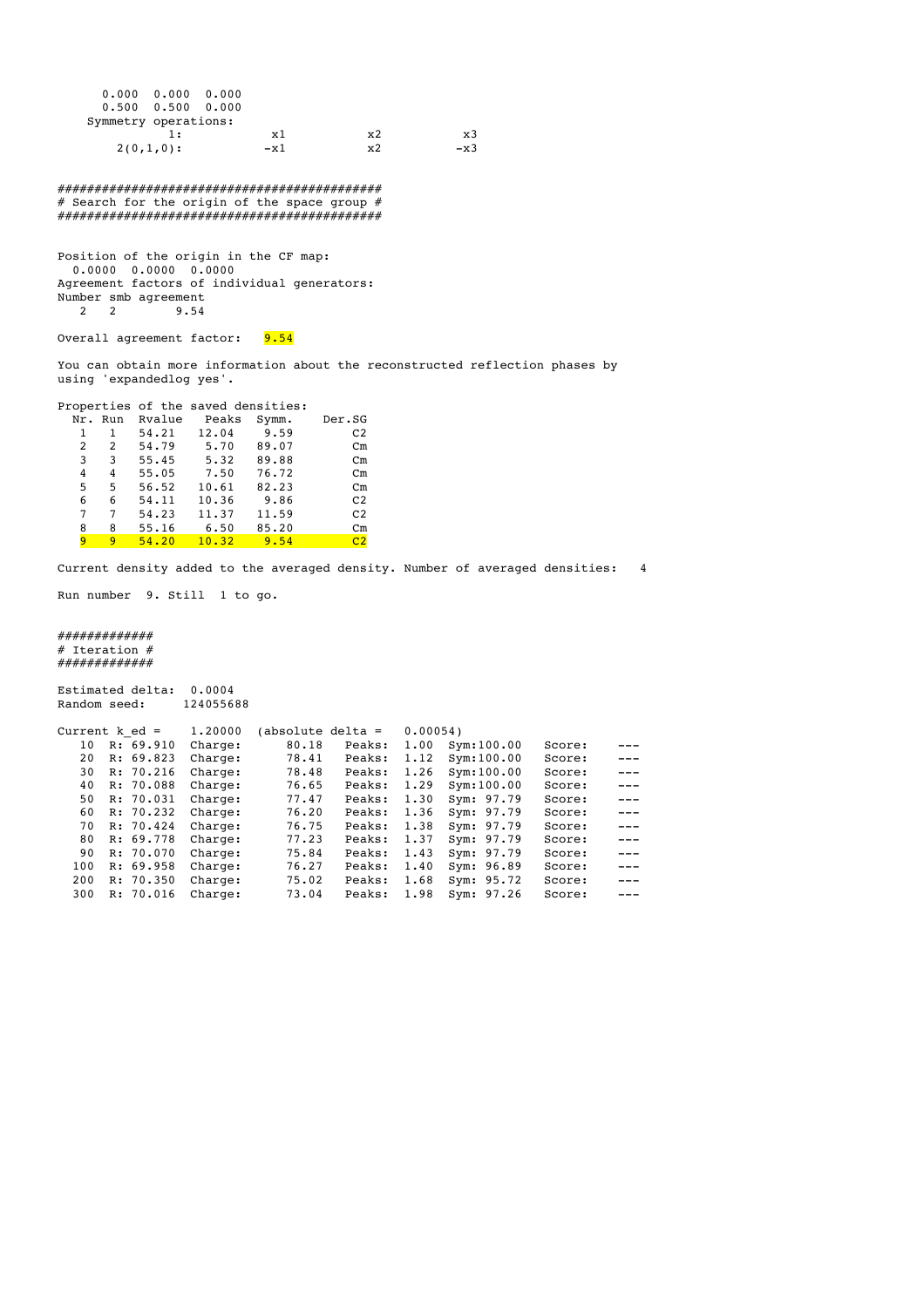```
      0.000  0.000  0.000
      0.500  0.500  0.000
    Symmetry operations:
               1:           x1          x2          x3
        2(0,1,0):          -x1          x2         -x3


##########################################
# Search for the origin of the space group #
##########################################


Position of the origin in the CF map:
  0.0000  0.0000  0.0000
Agreement factors of individual generators:
Number smb agreement
   2   2        9.54

Overall agreement factor:    9.54

You can obtain more information about the reconstructed reflection phases by
using 'expandedlog yes'.

Properties of the saved densities:
  Nr. Run  Rvalue   Peaks  Symm.    Der.SG
   1   1   54.21   12.04    9.59       C2
   2   2   54.79    5.70   89.07       Cm
   3   3   55.45    5.32   89.88       Cm
   4   4   55.05    7.50   76.72       Cm
   5   5   56.52   10.61   82.23       Cm
   6   6   54.11   10.36    9.86       C2
   7   7   54.23   11.37   11.59       C2
   8   8   55.16    6.50   85.20       Cm
   9   9   54.20   10.32    9.54       C2

Current density added to the averaged density. Number of averaged densities:   4

Run number  9. Still  1 to go.


############
# Iteration #
############

Estimated delta:  0.0004
Random seed:      124055688

Current k_ed =     1.20000  (absolute delta =   0.00054)
   10  R: 69.910  Charge:      80.18   Peaks:  1.00  Sym:100.00   Score:     ---
   20  R: 69.823  Charge:      78.41   Peaks:  1.12  Sym:100.00   Score:     ---
   30  R: 70.216  Charge:      78.48   Peaks:  1.26  Sym:100.00   Score:     ---
   40  R: 70.088  Charge:      76.65   Peaks:  1.29  Sym:100.00   Score:     ---
   50  R: 70.031  Charge:      77.47   Peaks:  1.30  Sym: 97.79   Score:     ---
   60  R: 70.232  Charge:      76.20   Peaks:  1.36  Sym: 97.79   Score:     ---
   70  R: 70.424  Charge:      76.75   Peaks:  1.38  Sym: 97.79   Score:     ---
   80  R: 69.778  Charge:      77.23   Peaks:  1.37  Sym: 97.79   Score:     ---
   90  R: 70.070  Charge:      75.84   Peaks:  1.43  Sym: 97.79   Score:     ---
  100  R: 69.958  Charge:      76.27   Peaks:  1.40  Sym: 96.89   Score:     ---
  200  R: 70.350  Charge:      75.02   Peaks:  1.68  Sym: 95.72   Score:     ---
  300  R: 70.016  Charge:      73.04   Peaks:  1.98  Sym: 97.26   Score:     ---
```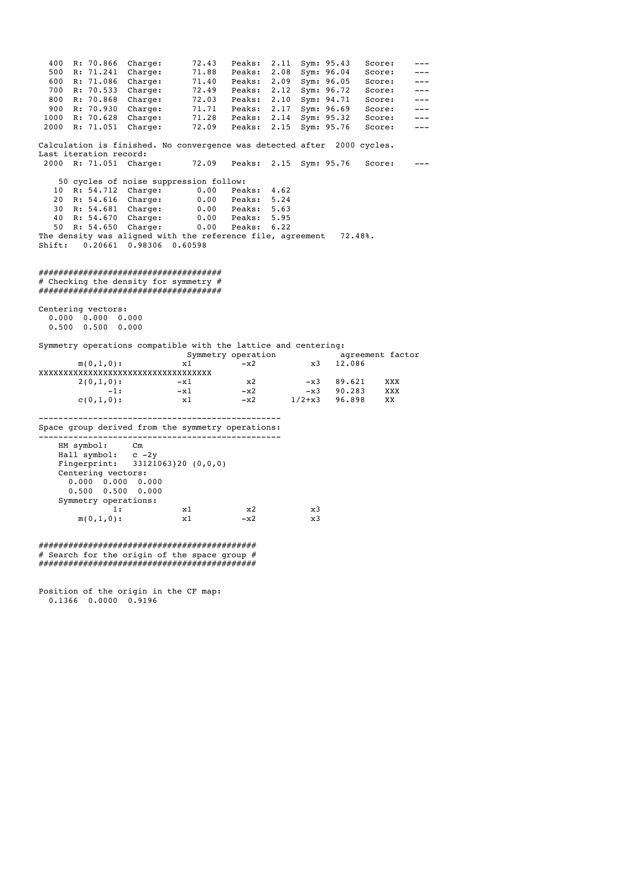```
  400  R: 70.866  Charge:      72.43   Peaks:  2.11  Sym: 95.43   Score:    ---
  500  R: 71.241  Charge:      71.88   Peaks:  2.08  Sym: 96.04   Score:    ---
  600  R: 71.086  Charge:      71.40   Peaks:  2.09  Sym: 96.05   Score:    ---
  700  R: 70.533  Charge:      72.49   Peaks:  2.12  Sym: 96.72   Score:    ---
  800  R: 70.868  Charge:      72.03   Peaks:  2.10  Sym: 94.71   Score:    ---
  900  R: 70.930  Charge:      71.71   Peaks:  2.17  Sym: 96.69   Score:    ---
 1000  R: 70.628  Charge:      71.28   Peaks:  2.14  Sym: 95.32   Score:    ---
 2000  R: 71.051  Charge:      72.09   Peaks:  2.15  Sym: 95.76   Score:    ---

Calculation is finished. No convergence was detected after  2000 cycles.
Last iteration record:
 2000  R: 71.051  Charge:      72.09   Peaks:  2.15  Sym: 95.76   Score:    ---

    50 cycles of noise suppression follow:
   10  R: 54.712  Charge:       0.00   Peaks:  4.62
   20  R: 54.616  Charge:       0.00   Peaks:  5.24
   30  R: 54.681  Charge:       0.00   Peaks:  5.63
   40  R: 54.670  Charge:       0.00   Peaks:  5.95
   50  R: 54.650  Charge:       0.00   Peaks:  6.22
The density was aligned with the reference file, agreement   72.48%.
Shift:   0.20661  0.98306  0.60598


####################################
# Checking the density for symmetry #
####################################

Centering vectors:
  0.000  0.000  0.000
  0.500  0.500  0.000

Symmetry operations compatible with the lattice and centering:
                              Symmetry operation              agreement factor
        m(0,1,0):           x1         -x2           x3   12.086
XXXXXXXXXXXXXXXXXXXXXXXXXXXXXXXXXX
        2(0,1,0):          -x1          x2          -x3   89.621    XXX
              -1:          -x1         -x2          -x3   90.283    XXX
        c(0,1,0):           x1         -x2       1/2+x3   96.898    XX

------------------------------------------------
Space group derived from the symmetry operations:
------------------------------------------------
    HM symbol:     Cm
    Hall symbol:   c -2y
    Fingerprint:   33121063}20 (0,0,0)
    Centering vectors:
      0.000  0.000  0.000
      0.500  0.500  0.000
    Symmetry operations:
              1:           x1          x2           x3
        m(0,1,0):           x1         -x2           x3


##########################################
# Search for the origin of the space group #
##########################################


Position of the origin in the CF map:
  0.1366  0.0000  0.9196
```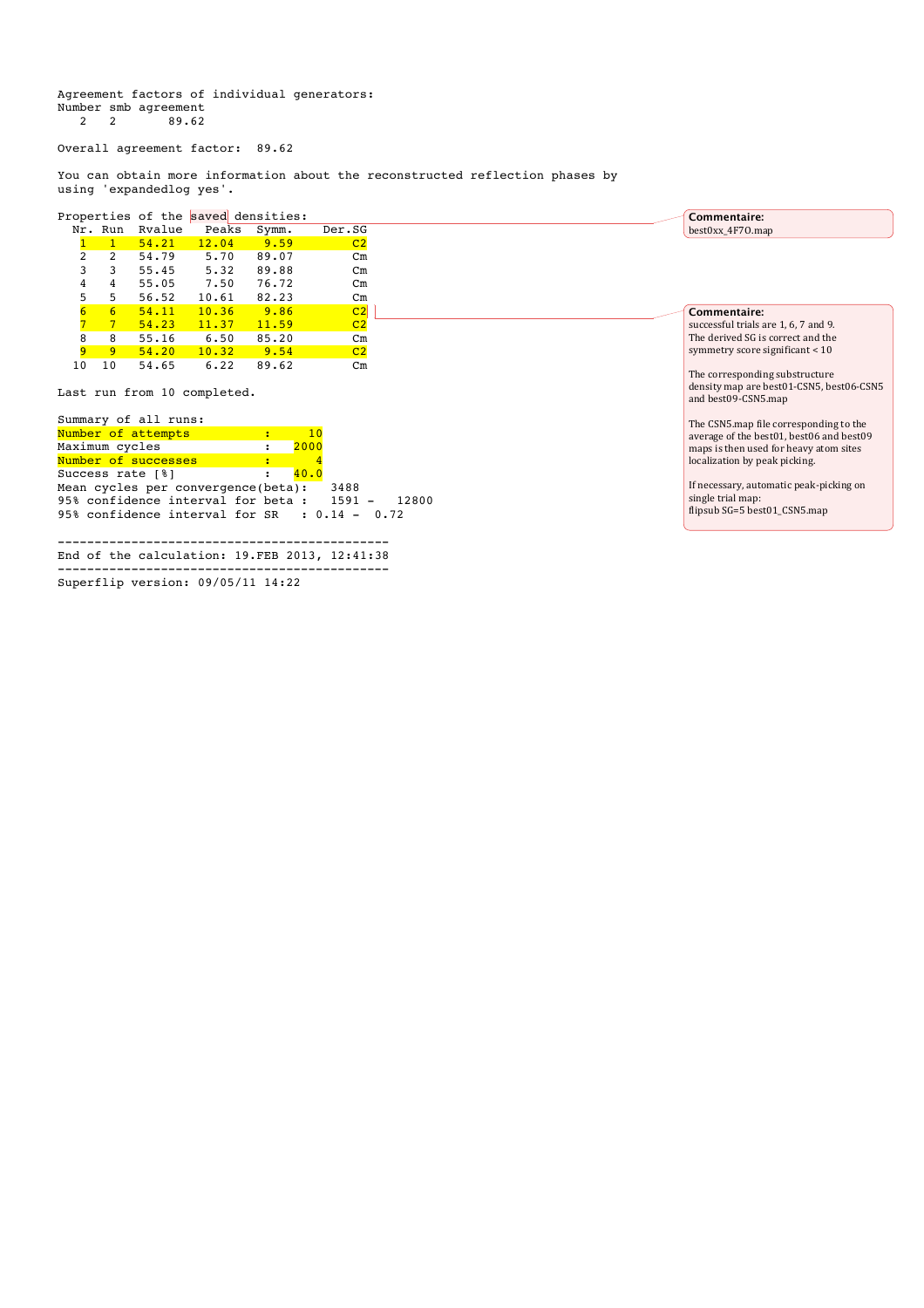```
Agreement factors of individual generators:
Number smb agreement
   2   2       89.62

Overall agreement factor:  89.62

You can obtain more information about the reconstructed reflection phases by
using 'expandedlog yes'.

Properties of the saved densities:
  Nr. Run  Rvalue   Peaks  Symm.    Der.SG
   1   1   54.21   12.04   9.59        C2
   2   2   54.79    5.70  89.07        Cm
   3   3   55.45    5.32  89.88        Cm
   4   4   55.05    7.50  76.72        Cm
   5   5   56.52   10.61  82.23        Cm
   6   6   54.11   10.36   9.86        C2
   7   7   54.23   11.37  11.59        C2
   8   8   55.16    6.50  85.20        Cm
   9   9   54.20   10.32   9.54        C2
  10  10   54.65    6.22  89.62        Cm

Last run from 10 completed.

Summary of all runs:
Number of attempts          :      10
Maximum cycles              :    2000
Number of successes         :       4
Success rate [%]            :    40.0
Mean cycles per convergence(beta):    3488
95% confidence interval for beta :    1591 -    12800
95% confidence interval for SR   : 0.14 -  0.72

---------------------------------------------
End of the calculation: 19.FEB 2013, 12:41:38
---------------------------------------------
Superflip version: 09/05/11 14:22
```

**Commentaire:**
best0xx_4F7O.map

**Commentaire:**
successful trials are 1, 6, 7 and 9.
The derived SG is correct and the symmetry score significant < 10

The corresponding substructure density map are best01-CSN5, best06-CSN5 and best09-CSN5.map

The CSN5.map file corresponding to the average of the best01, best06 and best09 maps is then used for heavy atom sites localization by peak picking.

If necessary, automatic peak-picking on single trial map:
flipsub SG=5 best01_CSN5.map